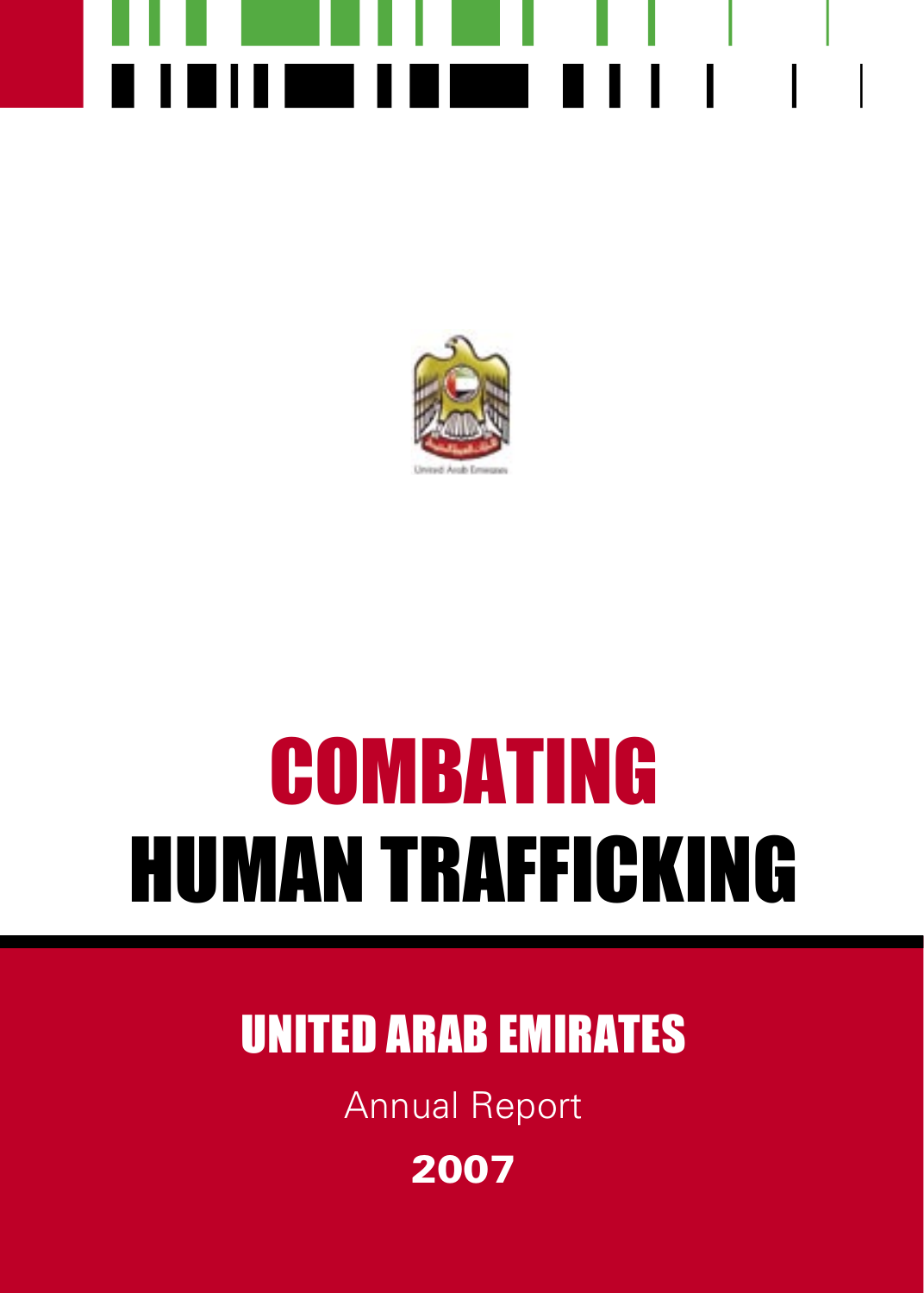United Arab Emirates

# COMBATING HUMAN TRAFFICKING

## UNITED ARAB EMIRATES

Annual Report

**2007**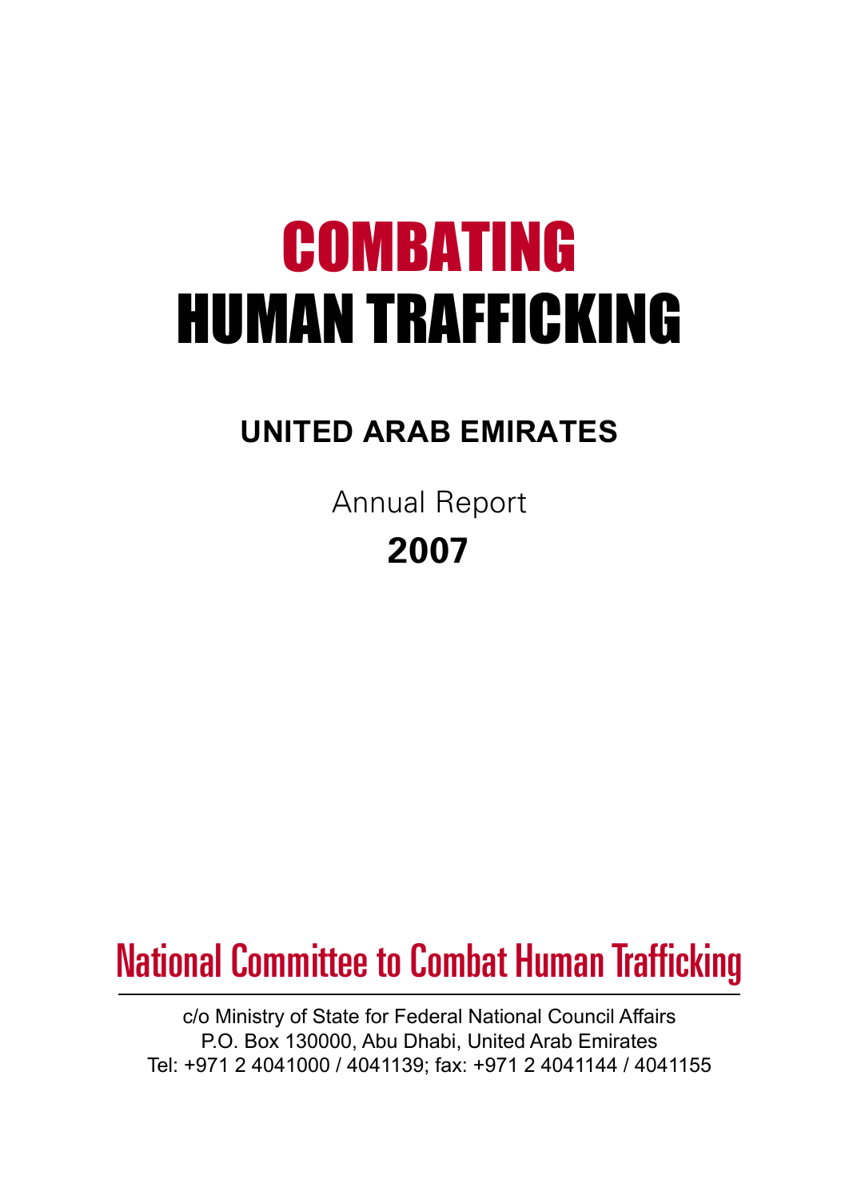# COMBATING HUMAN TRAFFICKING

## UNITED ARAB EMIRATES

Annual Report

**2007**

## National Committee to Combat Human Trafficking

c/o Ministry of State for Federal National Council Affairs
P.O. Box 130000, Abu Dhabi, United Arab Emirates
Tel: +971 2 4041000 / 4041139; fax: +971 2 4041144 / 4041155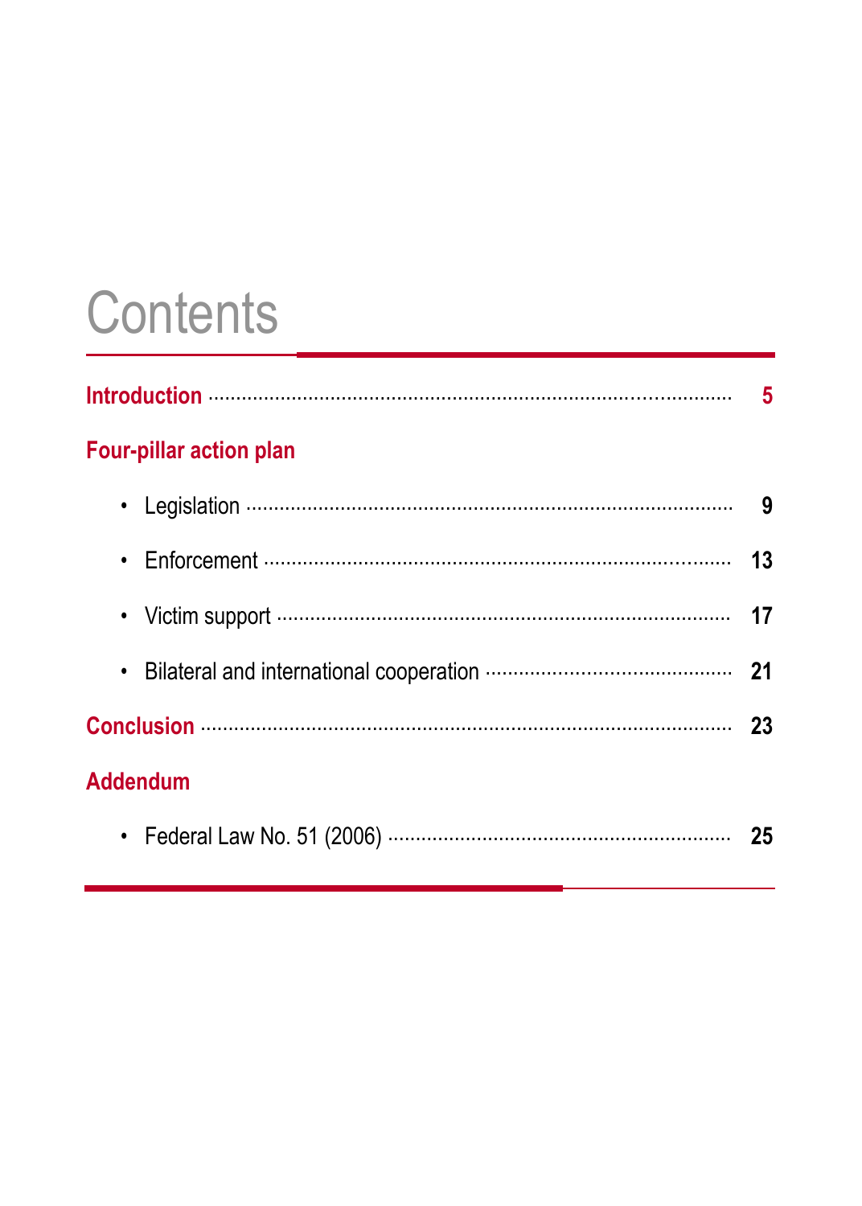# Contents

**Introduction** ............................................................ **5**

**Four-pillar action plan**

- Legislation ............................................................ **9**
- Enforcement ............................................................ **13**
- Victim support ............................................................ **17**
- Bilateral and international cooperation ............................................................ **21**

**Conclusion** ............................................................ **23**

**Addendum**

- Federal Law No. 51 (2006) ............................................................ **25**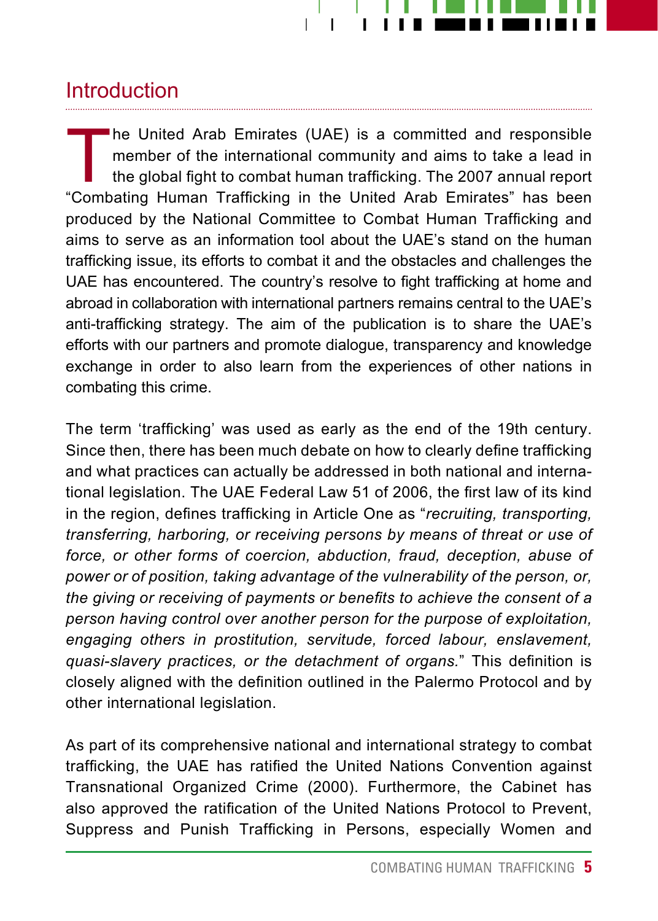## Introduction

The United Arab Emirates (UAE) is a committed and responsible member of the international community and aims to take a lead in the global fight to combat human trafficking. The 2007 annual report "Combating Human Trafficking in the United Arab Emirates" has been produced by the National Committee to Combat Human Trafficking and aims to serve as an information tool about the UAE's stand on the human trafficking issue, its efforts to combat it and the obstacles and challenges the UAE has encountered. The country's resolve to fight trafficking at home and abroad in collaboration with international partners remains central to the UAE's anti-trafficking strategy. The aim of the publication is to share the UAE's efforts with our partners and promote dialogue, transparency and knowledge exchange in order to also learn from the experiences of other nations in combating this crime.

The term 'trafficking' was used as early as the end of the 19th century. Since then, there has been much debate on how to clearly define trafficking and what practices can actually be addressed in both national and international legislation. The UAE Federal Law 51 of 2006, the first law of its kind in the region, defines trafficking in Article One as "*recruiting, transporting, transferring, harboring, or receiving persons by means of threat or use of force, or other forms of coercion, abduction, fraud, deception, abuse of power or of position, taking advantage of the vulnerability of the person, or, the giving or receiving of payments or benefits to achieve the consent of a person having control over another person for the purpose of exploitation, engaging others in prostitution, servitude, forced labour, enslavement, quasi-slavery practices, or the detachment of organs.*" This definition is closely aligned with the definition outlined in the Palermo Protocol and by other international legislation.

As part of its comprehensive national and international strategy to combat trafficking, the UAE has ratified the United Nations Convention against Transnational Organized Crime (2000). Furthermore, the Cabinet has also approved the ratification of the United Nations Protocol to Prevent, Suppress and Punish Trafficking in Persons, especially Women and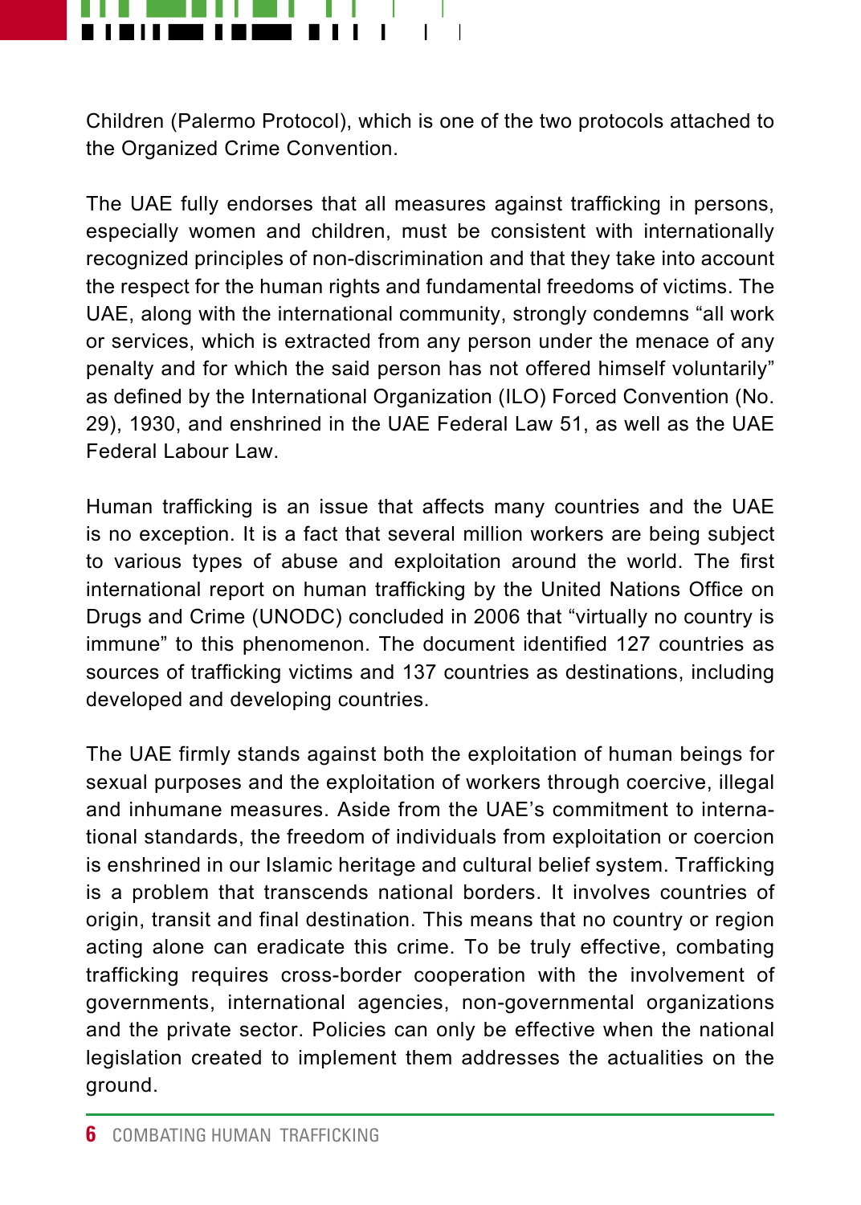Children (Palermo Protocol), which is one of the two protocols attached to the Organized Crime Convention.

The UAE fully endorses that all measures against trafficking in persons, especially women and children, must be consistent with internationally recognized principles of non-discrimination and that they take into account the respect for the human rights and fundamental freedoms of victims. The UAE, along with the international community, strongly condemns "all work or services, which is extracted from any person under the menace of any penalty and for which the said person has not offered himself voluntarily" as defined by the International Organization (ILO) Forced Convention (No. 29), 1930, and enshrined in the UAE Federal Law 51, as well as the UAE Federal Labour Law.

Human trafficking is an issue that affects many countries and the UAE is no exception. It is a fact that several million workers are being subject to various types of abuse and exploitation around the world. The first international report on human trafficking by the United Nations Office on Drugs and Crime (UNODC) concluded in 2006 that "virtually no country is immune" to this phenomenon. The document identified 127 countries as sources of trafficking victims and 137 countries as destinations, including developed and developing countries.

The UAE firmly stands against both the exploitation of human beings for sexual purposes and the exploitation of workers through coercive, illegal and inhumane measures. Aside from the UAE's commitment to international standards, the freedom of individuals from exploitation or coercion is enshrined in our Islamic heritage and cultural belief system. Trafficking is a problem that transcends national borders. It involves countries of origin, transit and final destination. This means that no country or region acting alone can eradicate this crime. To be truly effective, combating trafficking requires cross-border cooperation with the involvement of governments, international agencies, non-governmental organizations and the private sector. Policies can only be effective when the national legislation created to implement them addresses the actualities on the ground.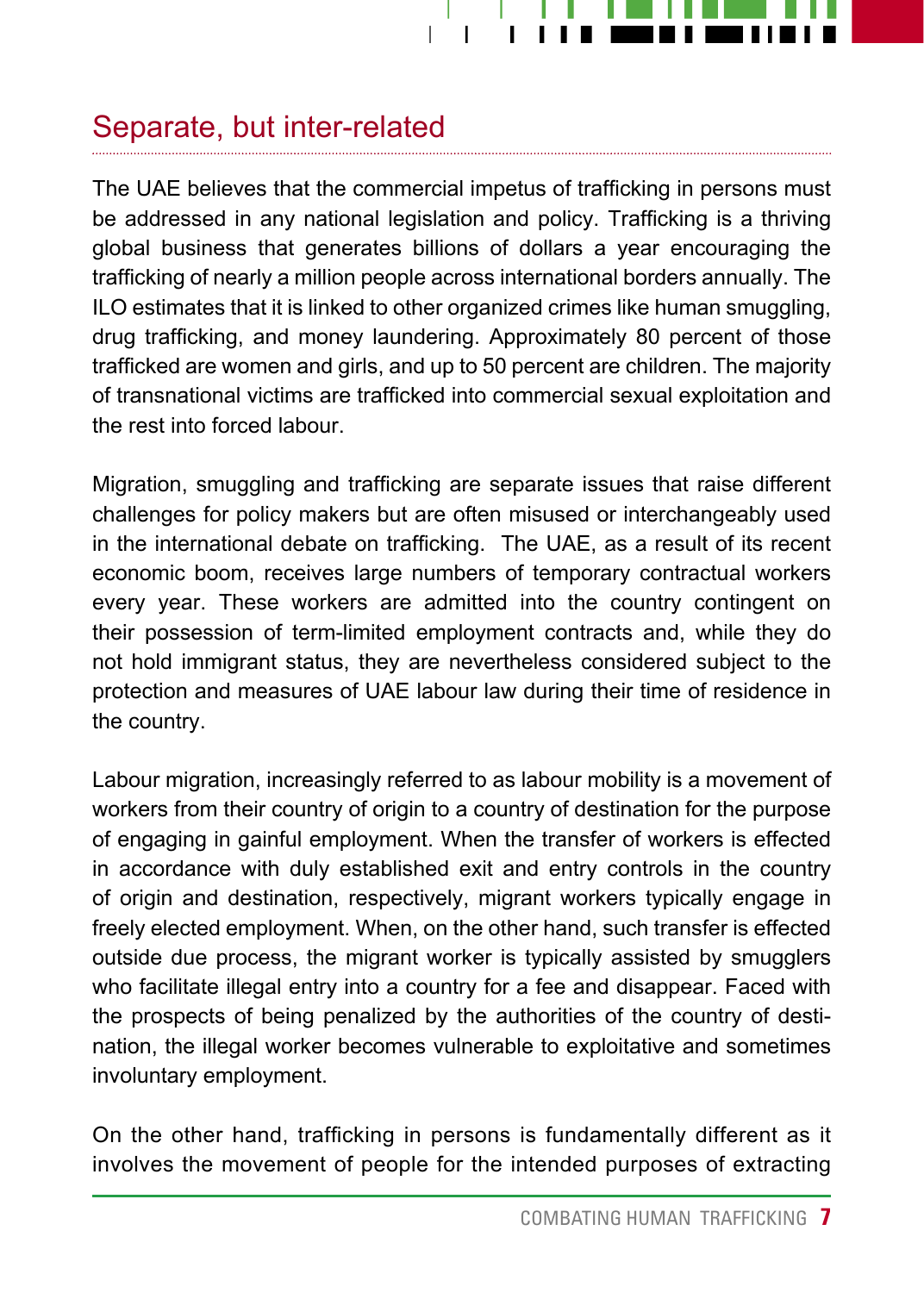## Separate, but inter-related

The UAE believes that the commercial impetus of trafficking in persons must be addressed in any national legislation and policy. Trafficking is a thriving global business that generates billions of dollars a year encouraging the trafficking of nearly a million people across international borders annually. The ILO estimates that it is linked to other organized crimes like human smuggling, drug trafficking, and money laundering. Approximately 80 percent of those trafficked are women and girls, and up to 50 percent are children. The majority of transnational victims are trafficked into commercial sexual exploitation and the rest into forced labour.

Migration, smuggling and trafficking are separate issues that raise different challenges for policy makers but are often misused or interchangeably used in the international debate on trafficking. The UAE, as a result of its recent economic boom, receives large numbers of temporary contractual workers every year. These workers are admitted into the country contingent on their possession of term-limited employment contracts and, while they do not hold immigrant status, they are nevertheless considered subject to the protection and measures of UAE labour law during their time of residence in the country.

Labour migration, increasingly referred to as labour mobility is a movement of workers from their country of origin to a country of destination for the purpose of engaging in gainful employment. When the transfer of workers is effected in accordance with duly established exit and entry controls in the country of origin and destination, respectively, migrant workers typically engage in freely elected employment. When, on the other hand, such transfer is effected outside due process, the migrant worker is typically assisted by smugglers who facilitate illegal entry into a country for a fee and disappear. Faced with the prospects of being penalized by the authorities of the country of destination, the illegal worker becomes vulnerable to exploitative and sometimes involuntary employment.

On the other hand, trafficking in persons is fundamentally different as it involves the movement of people for the intended purposes of extracting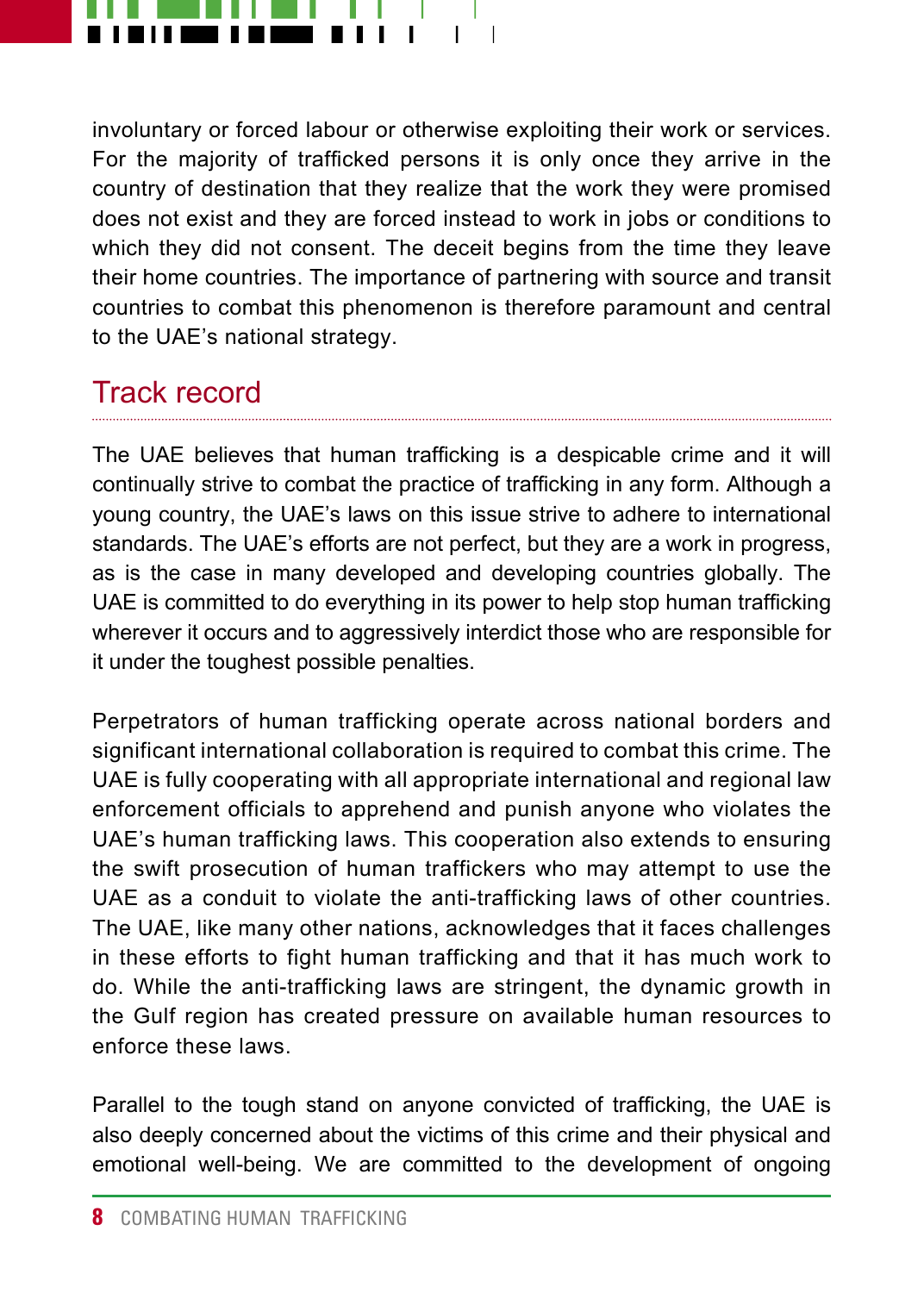involuntary or forced labour or otherwise exploiting their work or services. For the majority of trafficked persons it is only once they arrive in the country of destination that they realize that the work they were promised does not exist and they are forced instead to work in jobs or conditions to which they did not consent. The deceit begins from the time they leave their home countries. The importance of partnering with source and transit countries to combat this phenomenon is therefore paramount and central to the UAE's national strategy.

## Track record

The UAE believes that human trafficking is a despicable crime and it will continually strive to combat the practice of trafficking in any form. Although a young country, the UAE's laws on this issue strive to adhere to international standards. The UAE's efforts are not perfect, but they are a work in progress, as is the case in many developed and developing countries globally. The UAE is committed to do everything in its power to help stop human trafficking wherever it occurs and to aggressively interdict those who are responsible for it under the toughest possible penalties.

Perpetrators of human trafficking operate across national borders and significant international collaboration is required to combat this crime. The UAE is fully cooperating with all appropriate international and regional law enforcement officials to apprehend and punish anyone who violates the UAE's human trafficking laws. This cooperation also extends to ensuring the swift prosecution of human traffickers who may attempt to use the UAE as a conduit to violate the anti-trafficking laws of other countries. The UAE, like many other nations, acknowledges that it faces challenges in these efforts to fight human trafficking and that it has much work to do. While the anti-trafficking laws are stringent, the dynamic growth in the Gulf region has created pressure on available human resources to enforce these laws.

Parallel to the tough stand on anyone convicted of trafficking, the UAE is also deeply concerned about the victims of this crime and their physical and emotional well-being. We are committed to the development of ongoing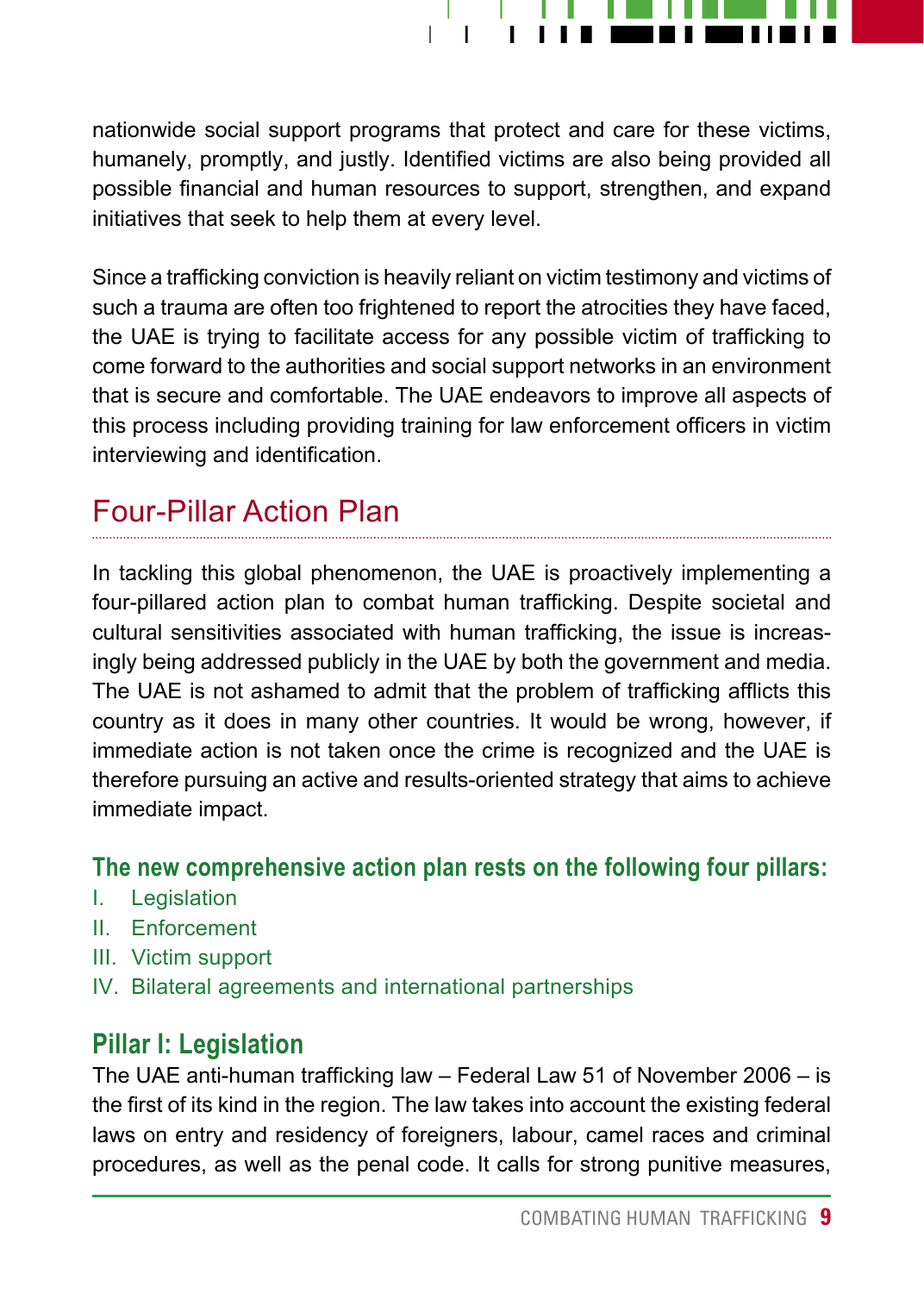nationwide social support programs that protect and care for these victims, humanely, promptly, and justly. Identified victims are also being provided all possible financial and human resources to support, strengthen, and expand initiatives that seek to help them at every level.

Since a trafficking conviction is heavily reliant on victim testimony and victims of such a trauma are often too frightened to report the atrocities they have faced, the UAE is trying to facilitate access for any possible victim of trafficking to come forward to the authorities and social support networks in an environment that is secure and comfortable. The UAE endeavors to improve all aspects of this process including providing training for law enforcement officers in victim interviewing and identification.

## Four-Pillar Action Plan

In tackling this global phenomenon, the UAE is proactively implementing a four-pillared action plan to combat human trafficking. Despite societal and cultural sensitivities associated with human trafficking, the issue is increasingly being addressed publicly in the UAE by both the government and media. The UAE is not ashamed to admit that the problem of trafficking afflicts this country as it does in many other countries. It would be wrong, however, if immediate action is not taken once the crime is recognized and the UAE is therefore pursuing an active and results-oriented strategy that aims to achieve immediate impact.

**The new comprehensive action plan rests on the following four pillars:**

I. Legislation
II. Enforcement
III. Victim support
IV. Bilateral agreements and international partnerships

### Pillar I: Legislation

The UAE anti-human trafficking law – Federal Law 51 of November 2006 – is the first of its kind in the region. The law takes into account the existing federal laws on entry and residency of foreigners, labour, camel races and criminal procedures, as well as the penal code. It calls for strong punitive measures,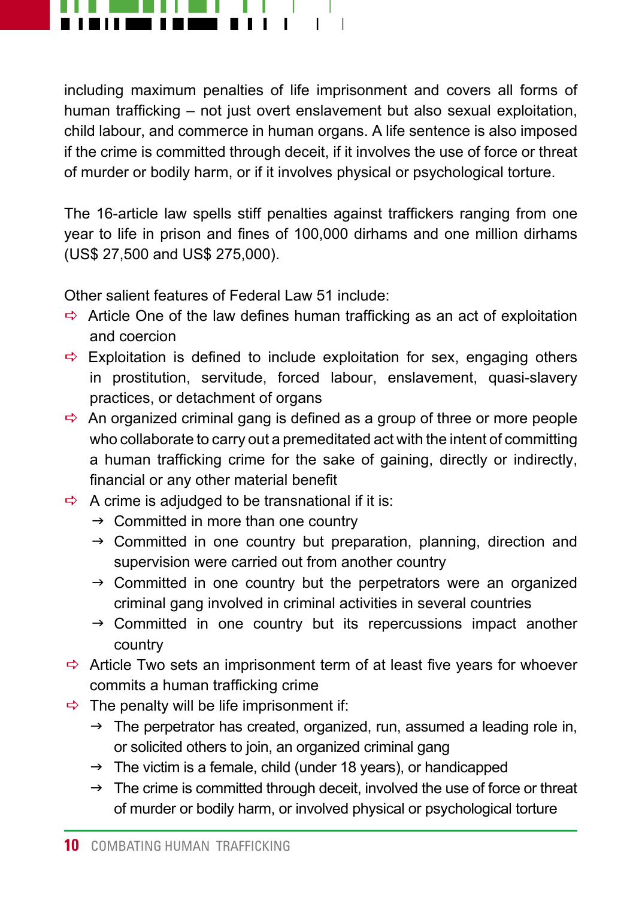including maximum penalties of life imprisonment and covers all forms of human trafficking – not just overt enslavement but also sexual exploitation, child labour, and commerce in human organs. A life sentence is also imposed if the crime is committed through deceit, if it involves the use of force or threat of murder or bodily harm, or if it involves physical or psychological torture.

The 16-article law spells stiff penalties against traffickers ranging from one year to life in prison and fines of 100,000 dirhams and one million dirhams (US$ 27,500 and US$ 275,000).

Other salient features of Federal Law 51 include:

- Article One of the law defines human trafficking as an act of exploitation and coercion
- Exploitation is defined to include exploitation for sex, engaging others in prostitution, servitude, forced labour, enslavement, quasi-slavery practices, or detachment of organs
- An organized criminal gang is defined as a group of three or more people who collaborate to carry out a premeditated act with the intent of committing a human trafficking crime for the sake of gaining, directly or indirectly, financial or any other material benefit
- A crime is adjudged to be transnational if it is:
  - Committed in more than one country
  - Committed in one country but preparation, planning, direction and supervision were carried out from another country
  - Committed in one country but the perpetrators were an organized criminal gang involved in criminal activities in several countries
  - Committed in one country but its repercussions impact another country
- Article Two sets an imprisonment term of at least five years for whoever commits a human trafficking crime
- The penalty will be life imprisonment if:
  - The perpetrator has created, organized, run, assumed a leading role in, or solicited others to join, an organized criminal gang
  - The victim is a female, child (under 18 years), or handicapped
  - The crime is committed through deceit, involved the use of force or threat of murder or bodily harm, or involved physical or psychological torture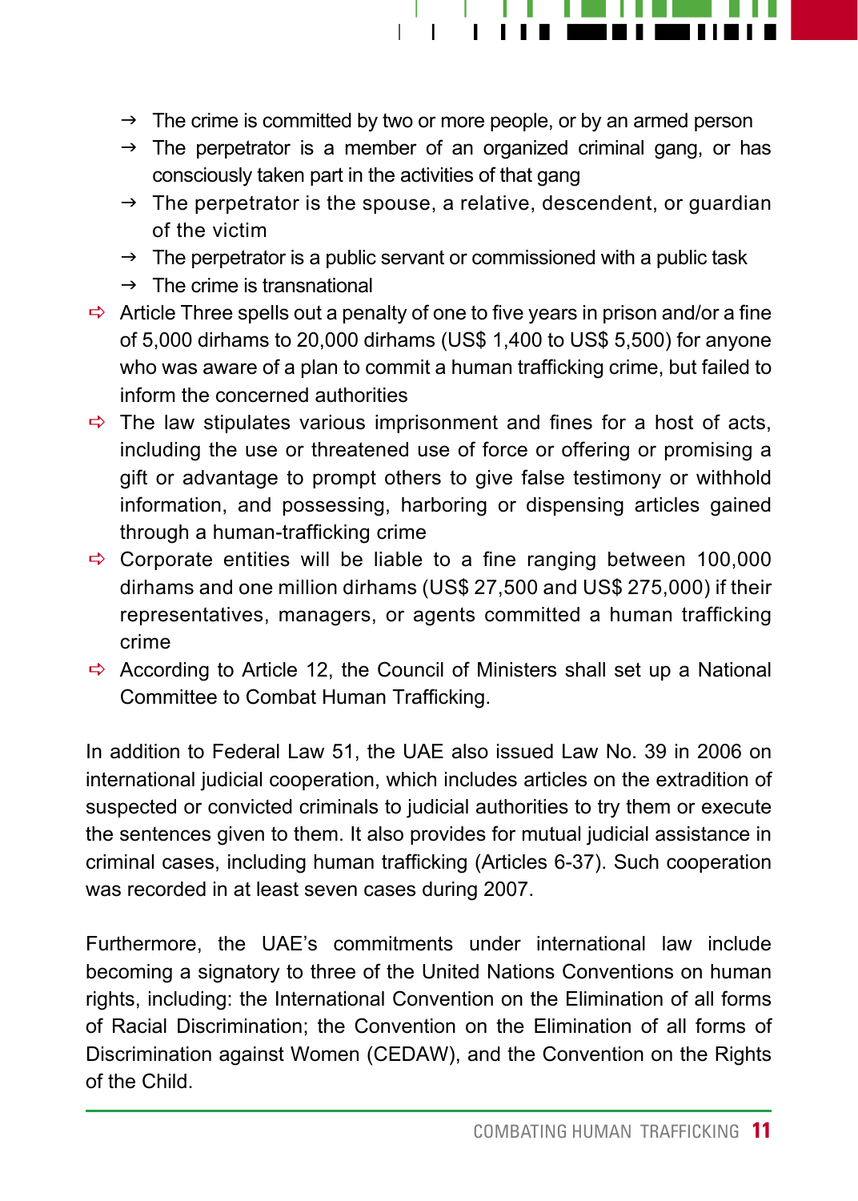- The crime is committed by two or more people, or by an armed person
  - The perpetrator is a member of an organized criminal gang, or has consciously taken part in the activities of that gang
  - The perpetrator is the spouse, a relative, descendent, or guardian of the victim
  - The perpetrator is a public servant or commissioned with a public task
  - The crime is transnational
- Article Three spells out a penalty of one to five years in prison and/or a fine of 5,000 dirhams to 20,000 dirhams (US$ 1,400 to US$ 5,500) for anyone who was aware of a plan to commit a human trafficking crime, but failed to inform the concerned authorities
- The law stipulates various imprisonment and fines for a host of acts, including the use or threatened use of force or offering or promising a gift or advantage to prompt others to give false testimony or withhold information, and possessing, harboring or dispensing articles gained through a human-trafficking crime
- Corporate entities will be liable to a fine ranging between 100,000 dirhams and one million dirhams (US$ 27,500 and US$ 275,000) if their representatives, managers, or agents committed a human trafficking crime
- According to Article 12, the Council of Ministers shall set up a National Committee to Combat Human Trafficking.

In addition to Federal Law 51, the UAE also issued Law No. 39 in 2006 on international judicial cooperation, which includes articles on the extradition of suspected or convicted criminals to judicial authorities to try them or execute the sentences given to them. It also provides for mutual judicial assistance in criminal cases, including human trafficking (Articles 6-37). Such cooperation was recorded in at least seven cases during 2007.

Furthermore, the UAE's commitments under international law include becoming a signatory to three of the United Nations Conventions on human rights, including: the International Convention on the Elimination of all forms of Racial Discrimination; the Convention on the Elimination of all forms of Discrimination against Women (CEDAW), and the Convention on the Rights of the Child.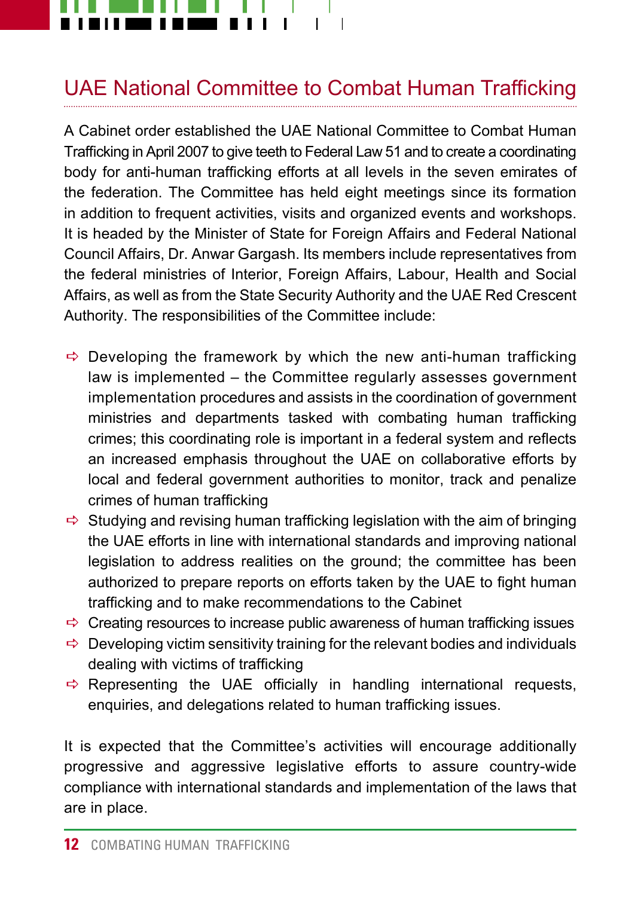## UAE National Committee to Combat Human Trafficking

A Cabinet order established the UAE National Committee to Combat Human Trafficking in April 2007 to give teeth to Federal Law 51 and to create a coordinating body for anti-human trafficking efforts at all levels in the seven emirates of the federation. The Committee has held eight meetings since its formation in addition to frequent activities, visits and organized events and workshops. It is headed by the Minister of State for Foreign Affairs and Federal National Council Affairs, Dr. Anwar Gargash. Its members include representatives from the federal ministries of Interior, Foreign Affairs, Labour, Health and Social Affairs, as well as from the State Security Authority and the UAE Red Crescent Authority. The responsibilities of the Committee include:

- Developing the framework by which the new anti-human trafficking law is implemented – the Committee regularly assesses government implementation procedures and assists in the coordination of government ministries and departments tasked with combating human trafficking crimes; this coordinating role is important in a federal system and reflects an increased emphasis throughout the UAE on collaborative efforts by local and federal government authorities to monitor, track and penalize crimes of human trafficking
- Studying and revising human trafficking legislation with the aim of bringing the UAE efforts in line with international standards and improving national legislation to address realities on the ground; the committee has been authorized to prepare reports on efforts taken by the UAE to fight human trafficking and to make recommendations to the Cabinet
- Creating resources to increase public awareness of human trafficking issues
- Developing victim sensitivity training for the relevant bodies and individuals dealing with victims of trafficking
- Representing the UAE officially in handling international requests, enquiries, and delegations related to human trafficking issues.

It is expected that the Committee's activities will encourage additionally progressive and aggressive legislative efforts to assure country-wide compliance with international standards and implementation of the laws that are in place.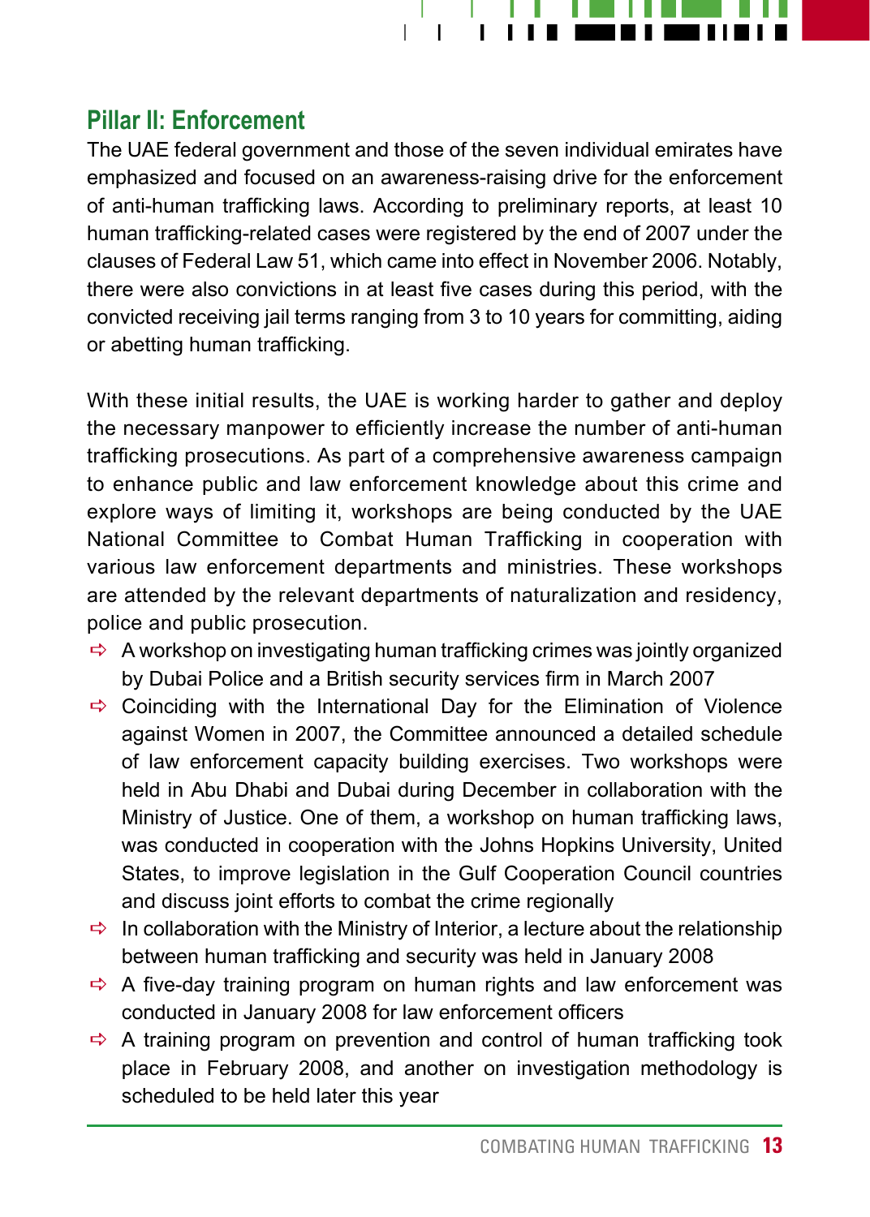## Pillar II: Enforcement

The UAE federal government and those of the seven individual emirates have emphasized and focused on an awareness-raising drive for the enforcement of anti-human trafficking laws. According to preliminary reports, at least 10 human trafficking-related cases were registered by the end of 2007 under the clauses of Federal Law 51, which came into effect in November 2006. Notably, there were also convictions in at least five cases during this period, with the convicted receiving jail terms ranging from 3 to 10 years for committing, aiding or abetting human trafficking.

With these initial results, the UAE is working harder to gather and deploy the necessary manpower to efficiently increase the number of anti-human trafficking prosecutions. As part of a comprehensive awareness campaign to enhance public and law enforcement knowledge about this crime and explore ways of limiting it, workshops are being conducted by the UAE National Committee to Combat Human Trafficking in cooperation with various law enforcement departments and ministries. These workshops are attended by the relevant departments of naturalization and residency, police and public prosecution.

- A workshop on investigating human trafficking crimes was jointly organized by Dubai Police and a British security services firm in March 2007
- Coinciding with the International Day for the Elimination of Violence against Women in 2007, the Committee announced a detailed schedule of law enforcement capacity building exercises. Two workshops were held in Abu Dhabi and Dubai during December in collaboration with the Ministry of Justice. One of them, a workshop on human trafficking laws, was conducted in cooperation with the Johns Hopkins University, United States, to improve legislation in the Gulf Cooperation Council countries and discuss joint efforts to combat the crime regionally
- In collaboration with the Ministry of Interior, a lecture about the relationship between human trafficking and security was held in January 2008
- A five-day training program on human rights and law enforcement was conducted in January 2008 for law enforcement officers
- A training program on prevention and control of human trafficking took place in February 2008, and another on investigation methodology is scheduled to be held later this year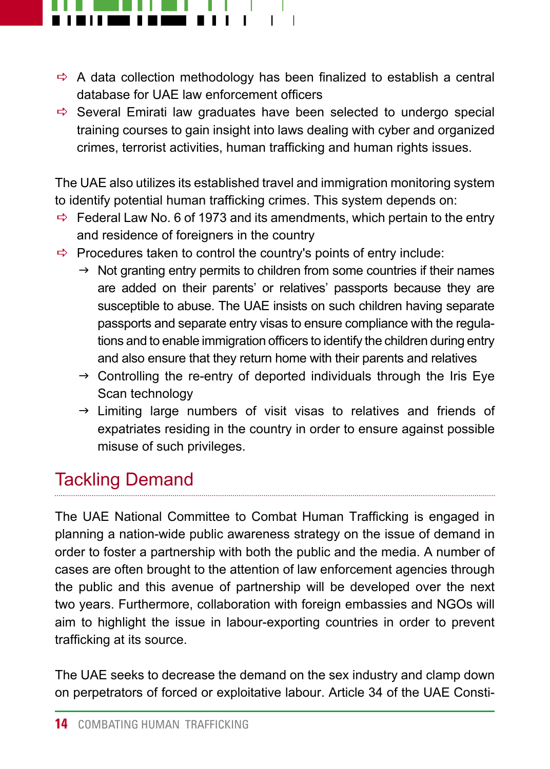- A data collection methodology has been finalized to establish a central database for UAE law enforcement officers
- Several Emirati law graduates have been selected to undergo special training courses to gain insight into laws dealing with cyber and organized crimes, terrorist activities, human trafficking and human rights issues.

The UAE also utilizes its established travel and immigration monitoring system to identify potential human trafficking crimes. This system depends on:

- Federal Law No. 6 of 1973 and its amendments, which pertain to the entry and residence of foreigners in the country
- Procedures taken to control the country's points of entry include:
  - Not granting entry permits to children from some countries if their names are added on their parents' or relatives' passports because they are susceptible to abuse. The UAE insists on such children having separate passports and separate entry visas to ensure compliance with the regulations and to enable immigration officers to identify the children during entry and also ensure that they return home with their parents and relatives
  - Controlling the re-entry of deported individuals through the Iris Eye Scan technology
  - Limiting large numbers of visit visas to relatives and friends of expatriates residing in the country in order to ensure against possible misuse of such privileges.

## Tackling Demand

The UAE National Committee to Combat Human Trafficking is engaged in planning a nation-wide public awareness strategy on the issue of demand in order to foster a partnership with both the public and the media. A number of cases are often brought to the attention of law enforcement agencies through the public and this avenue of partnership will be developed over the next two years. Furthermore, collaboration with foreign embassies and NGOs will aim to highlight the issue in labour-exporting countries in order to prevent trafficking at its source.

The UAE seeks to decrease the demand on the sex industry and clamp down on perpetrators of forced or exploitative labour. Article 34 of the UAE Consti-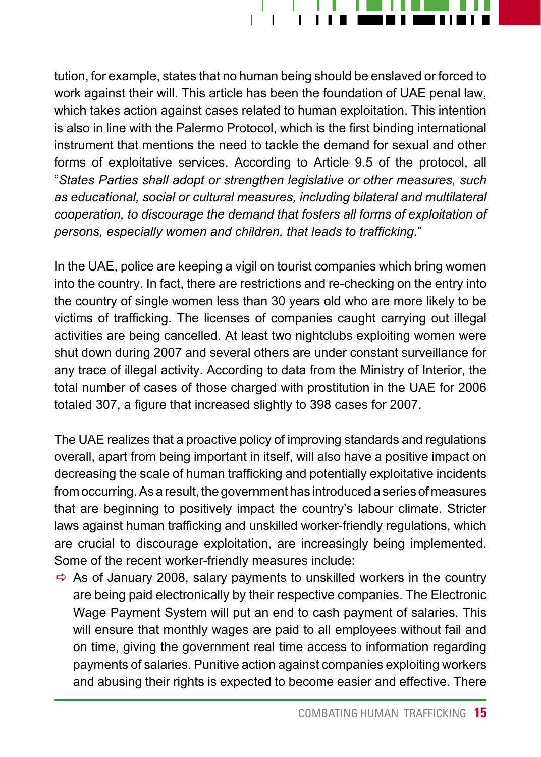tution, for example, states that no human being should be enslaved or forced to work against their will. This article has been the foundation of UAE penal law, which takes action against cases related to human exploitation. This intention is also in line with the Palermo Protocol, which is the first binding international instrument that mentions the need to tackle the demand for sexual and other forms of exploitative services. According to Article 9.5 of the protocol, all "*States Parties shall adopt or strengthen legislative or other measures, such as educational, social or cultural measures, including bilateral and multilateral cooperation, to discourage the demand that fosters all forms of exploitation of persons, especially women and children, that leads to trafficking.*"

In the UAE, police are keeping a vigil on tourist companies which bring women into the country. In fact, there are restrictions and re-checking on the entry into the country of single women less than 30 years old who are more likely to be victims of trafficking. The licenses of companies caught carrying out illegal activities are being cancelled. At least two nightclubs exploiting women were shut down during 2007 and several others are under constant surveillance for any trace of illegal activity. According to data from the Ministry of Interior, the total number of cases of those charged with prostitution in the UAE for 2006 totaled 307, a figure that increased slightly to 398 cases for 2007.

The UAE realizes that a proactive policy of improving standards and regulations overall, apart from being important in itself, will also have a positive impact on decreasing the scale of human trafficking and potentially exploitative incidents from occurring. As a result, the government has introduced a series of measures that are beginning to positively impact the country's labour climate. Stricter laws against human trafficking and unskilled worker-friendly regulations, which are crucial to discourage exploitation, are increasingly being implemented. Some of the recent worker-friendly measures include:

- As of January 2008, salary payments to unskilled workers in the country are being paid electronically by their respective companies. The Electronic Wage Payment System will put an end to cash payment of salaries. This will ensure that monthly wages are paid to all employees without fail and on time, giving the government real time access to information regarding payments of salaries. Punitive action against companies exploiting workers and abusing their rights is expected to become easier and effective. There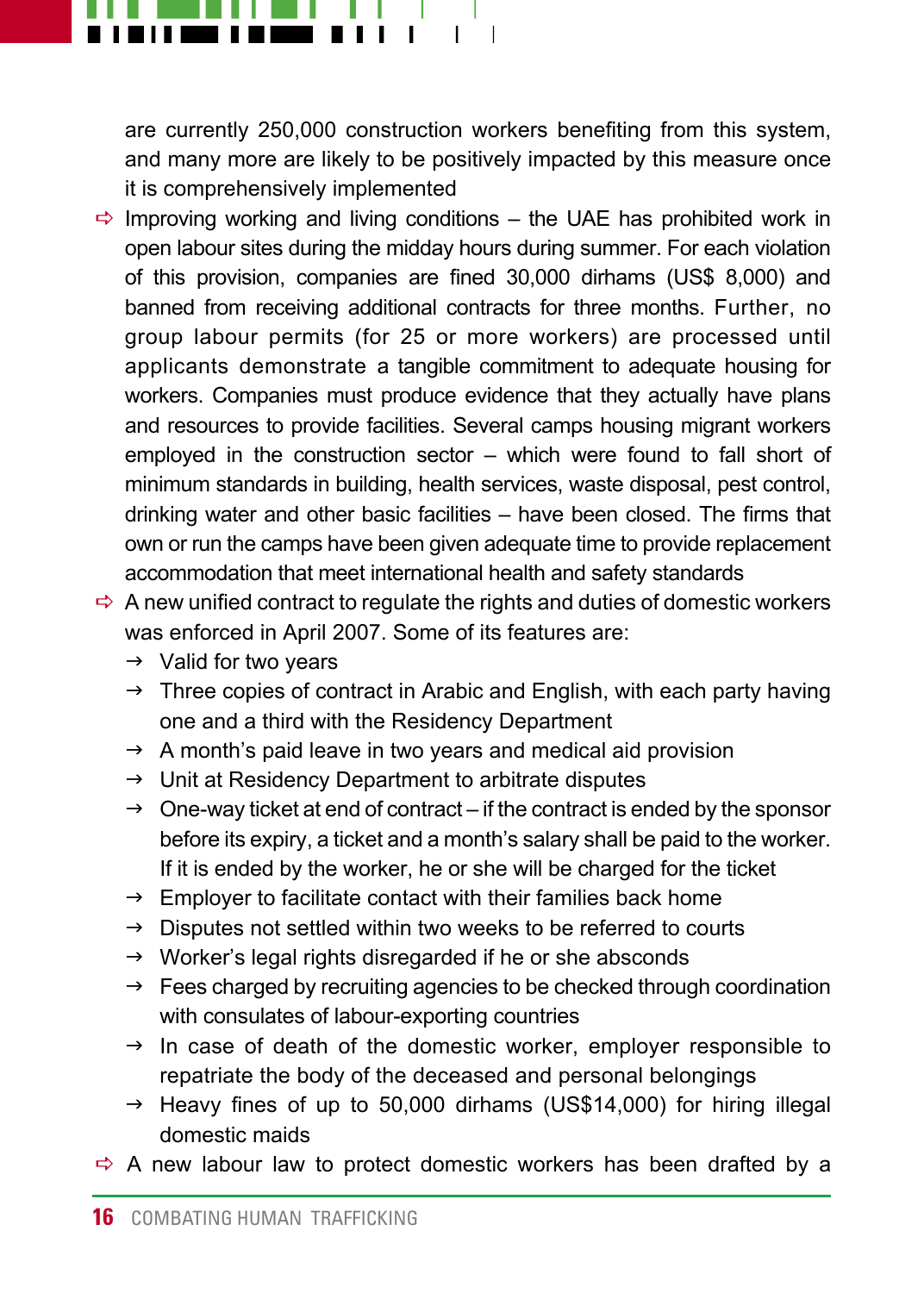are currently 250,000 construction workers benefiting from this system, and many more are likely to be positively impacted by this measure once it is comprehensively implemented

- Improving working and living conditions – the UAE has prohibited work in open labour sites during the midday hours during summer. For each violation of this provision, companies are fined 30,000 dirhams (US$ 8,000) and banned from receiving additional contracts for three months. Further, no group labour permits (for 25 or more workers) are processed until applicants demonstrate a tangible commitment to adequate housing for workers. Companies must produce evidence that they actually have plans and resources to provide facilities. Several camps housing migrant workers employed in the construction sector – which were found to fall short of minimum standards in building, health services, waste disposal, pest control, drinking water and other basic facilities – have been closed. The firms that own or run the camps have been given adequate time to provide replacement accommodation that meet international health and safety standards
- A new unified contract to regulate the rights and duties of domestic workers was enforced in April 2007. Some of its features are:
  - Valid for two years
  - Three copies of contract in Arabic and English, with each party having one and a third with the Residency Department
  - A month's paid leave in two years and medical aid provision
  - Unit at Residency Department to arbitrate disputes
  - One-way ticket at end of contract – if the contract is ended by the sponsor before its expiry, a ticket and a month's salary shall be paid to the worker. If it is ended by the worker, he or she will be charged for the ticket
  - Employer to facilitate contact with their families back home
  - Disputes not settled within two weeks to be referred to courts
  - Worker's legal rights disregarded if he or she absconds
  - Fees charged by recruiting agencies to be checked through coordination with consulates of labour-exporting countries
  - In case of death of the domestic worker, employer responsible to repatriate the body of the deceased and personal belongings
  - Heavy fines of up to 50,000 dirhams (US$14,000) for hiring illegal domestic maids
- A new labour law to protect domestic workers has been drafted by a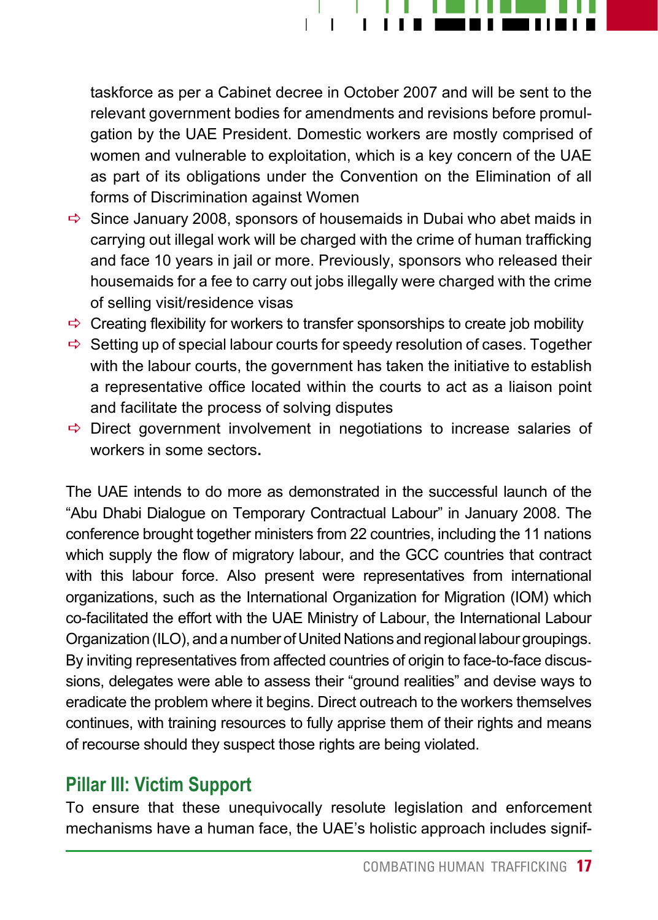taskforce as per a Cabinet decree in October 2007 and will be sent to the relevant government bodies for amendments and revisions before promulgation by the UAE President. Domestic workers are mostly comprised of women and vulnerable to exploitation, which is a key concern of the UAE as part of its obligations under the Convention on the Elimination of all forms of Discrimination against Women

- Since January 2008, sponsors of housemaids in Dubai who abet maids in carrying out illegal work will be charged with the crime of human trafficking and face 10 years in jail or more. Previously, sponsors who released their housemaids for a fee to carry out jobs illegally were charged with the crime of selling visit/residence visas
- Creating flexibility for workers to transfer sponsorships to create job mobility
- Setting up of special labour courts for speedy resolution of cases. Together with the labour courts, the government has taken the initiative to establish a representative office located within the courts to act as a liaison point and facilitate the process of solving disputes
- Direct government involvement in negotiations to increase salaries of workers in some sectors.

The UAE intends to do more as demonstrated in the successful launch of the "Abu Dhabi Dialogue on Temporary Contractual Labour" in January 2008. The conference brought together ministers from 22 countries, including the 11 nations which supply the flow of migratory labour, and the GCC countries that contract with this labour force. Also present were representatives from international organizations, such as the International Organization for Migration (IOM) which co-facilitated the effort with the UAE Ministry of Labour, the International Labour Organization (ILO), and a number of United Nations and regional labour groupings. By inviting representatives from affected countries of origin to face-to-face discussions, delegates were able to assess their "ground realities" and devise ways to eradicate the problem where it begins. Direct outreach to the workers themselves continues, with training resources to fully apprise them of their rights and means of recourse should they suspect those rights are being violated.

## Pillar III: Victim Support

To ensure that these unequivocally resolute legislation and enforcement mechanisms have a human face, the UAE's holistic approach includes signif-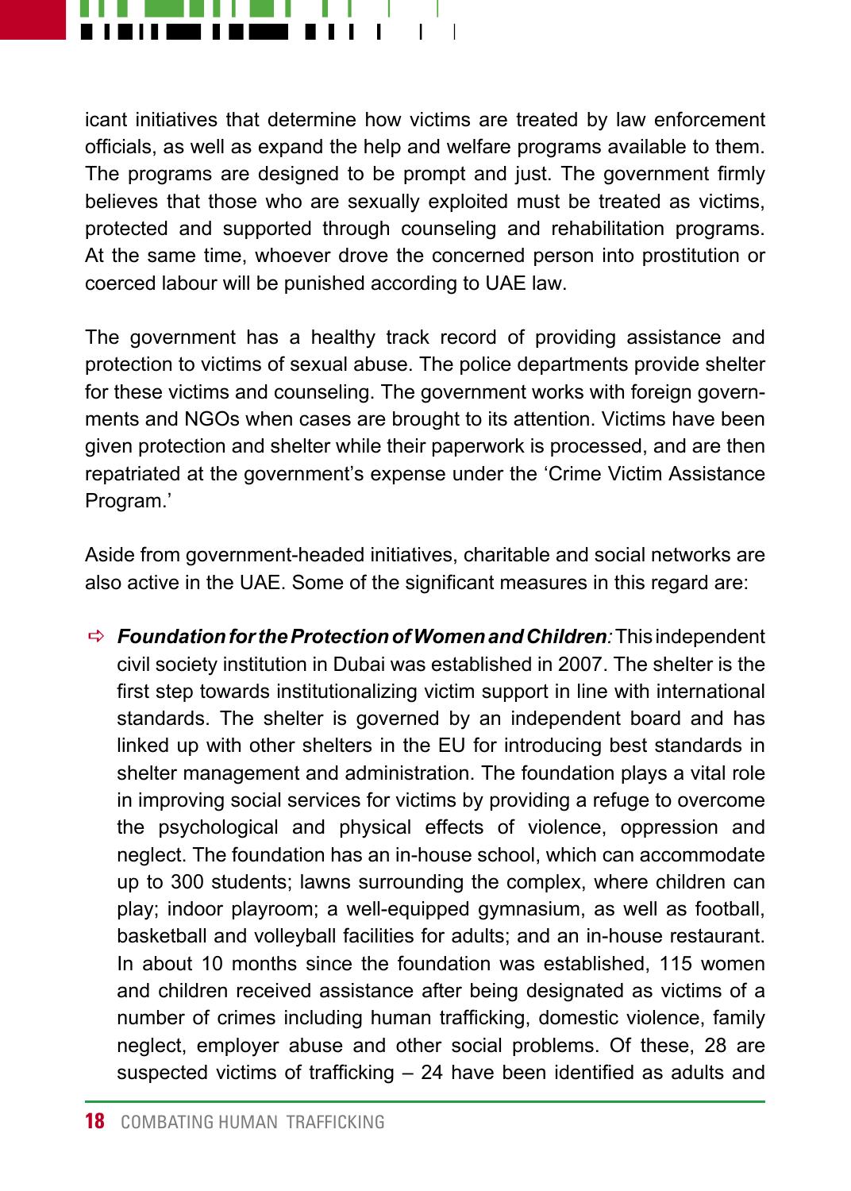icant initiatives that determine how victims are treated by law enforcement officials, as well as expand the help and welfare programs available to them. The programs are designed to be prompt and just. The government firmly believes that those who are sexually exploited must be treated as victims, protected and supported through counseling and rehabilitation programs. At the same time, whoever drove the concerned person into prostitution or coerced labour will be punished according to UAE law.

The government has a healthy track record of providing assistance and protection to victims of sexual abuse. The police departments provide shelter for these victims and counseling. The government works with foreign governments and NGOs when cases are brought to its attention. Victims have been given protection and shelter while their paperwork is processed, and are then repatriated at the government's expense under the 'Crime Victim Assistance Program.'

Aside from government-headed initiatives, charitable and social networks are also active in the UAE. Some of the significant measures in this regard are:

- ***Foundation for the Protection of Women and Children**:* This independent civil society institution in Dubai was established in 2007. The shelter is the first step towards institutionalizing victim support in line with international standards. The shelter is governed by an independent board and has linked up with other shelters in the EU for introducing best standards in shelter management and administration. The foundation plays a vital role in improving social services for victims by providing a refuge to overcome the psychological and physical effects of violence, oppression and neglect. The foundation has an in-house school, which can accommodate up to 300 students; lawns surrounding the complex, where children can play; indoor playroom; a well-equipped gymnasium, as well as football, basketball and volleyball facilities for adults; and an in-house restaurant. In about 10 months since the foundation was established, 115 women and children received assistance after being designated as victims of a number of crimes including human trafficking, domestic violence, family neglect, employer abuse and other social problems. Of these, 28 are suspected victims of trafficking – 24 have been identified as adults and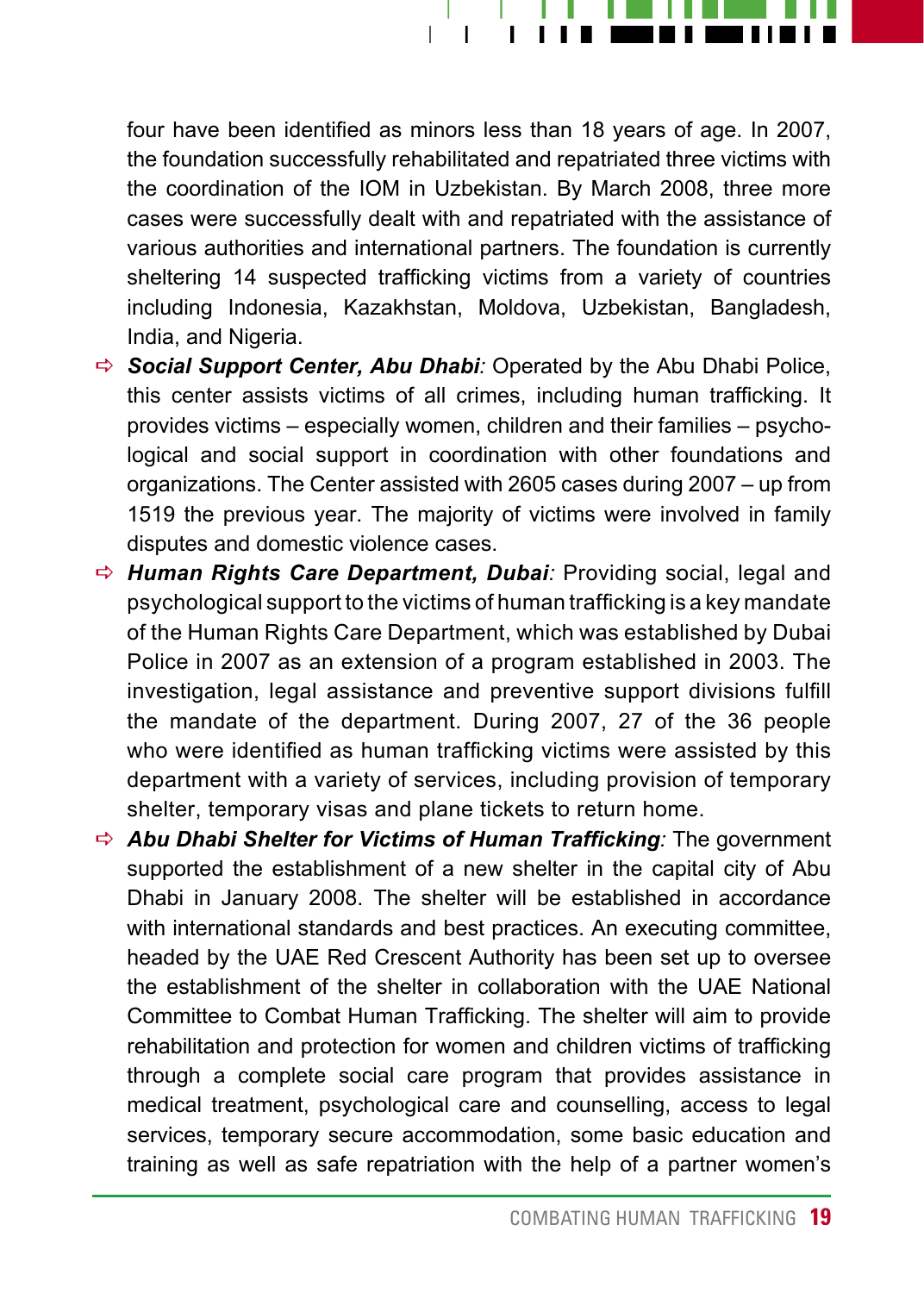four have been identified as minors less than 18 years of age. In 2007, the foundation successfully rehabilitated and repatriated three victims with the coordination of the IOM in Uzbekistan. By March 2008, three more cases were successfully dealt with and repatriated with the assistance of various authorities and international partners. The foundation is currently sheltering 14 suspected trafficking victims from a variety of countries including Indonesia, Kazakhstan, Moldova, Uzbekistan, Bangladesh, India, and Nigeria.

- ***Social Support Center, Abu Dhabi**:* Operated by the Abu Dhabi Police, this center assists victims of all crimes, including human trafficking. It provides victims – especially women, children and their families – psychological and social support in coordination with other foundations and organizations. The Center assisted with 2605 cases during 2007 – up from 1519 the previous year. The majority of victims were involved in family disputes and domestic violence cases.
- ***Human Rights Care Department, Dubai**:* Providing social, legal and psychological support to the victims of human trafficking is a key mandate of the Human Rights Care Department, which was established by Dubai Police in 2007 as an extension of a program established in 2003. The investigation, legal assistance and preventive support divisions fulfill the mandate of the department. During 2007, 27 of the 36 people who were identified as human trafficking victims were assisted by this department with a variety of services, including provision of temporary shelter, temporary visas and plane tickets to return home.
- ***Abu Dhabi Shelter for Victims of Human Trafficking**:* The government supported the establishment of a new shelter in the capital city of Abu Dhabi in January 2008. The shelter will be established in accordance with international standards and best practices. An executing committee, headed by the UAE Red Crescent Authority has been set up to oversee the establishment of the shelter in collaboration with the UAE National Committee to Combat Human Trafficking. The shelter will aim to provide rehabilitation and protection for women and children victims of trafficking through a complete social care program that provides assistance in medical treatment, psychological care and counselling, access to legal services, temporary secure accommodation, some basic education and training as well as safe repatriation with the help of a partner women's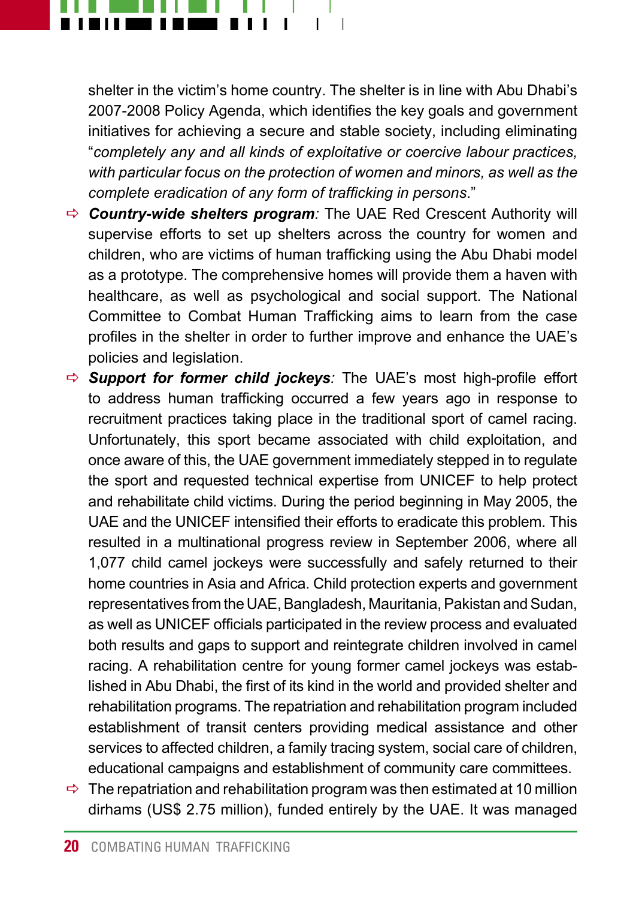shelter in the victim's home country. The shelter is in line with Abu Dhabi's 2007-2008 Policy Agenda, which identifies the key goals and government initiatives for achieving a secure and stable society, including eliminating "*completely any and all kinds of exploitative or coercive labour practices, with particular focus on the protection of women and minors, as well as the complete eradication of any form of trafficking in persons*."

- ***Country-wide shelters program**:* The UAE Red Crescent Authority will supervise efforts to set up shelters across the country for women and children, who are victims of human trafficking using the Abu Dhabi model as a prototype. The comprehensive homes will provide them a haven with healthcare, as well as psychological and social support. The National Committee to Combat Human Trafficking aims to learn from the case profiles in the shelter in order to further improve and enhance the UAE's policies and legislation.
- ***Support for former child jockeys**:* The UAE's most high-profile effort to address human trafficking occurred a few years ago in response to recruitment practices taking place in the traditional sport of camel racing. Unfortunately, this sport became associated with child exploitation, and once aware of this, the UAE government immediately stepped in to regulate the sport and requested technical expertise from UNICEF to help protect and rehabilitate child victims. During the period beginning in May 2005, the UAE and the UNICEF intensified their efforts to eradicate this problem. This resulted in a multinational progress review in September 2006, where all 1,077 child camel jockeys were successfully and safely returned to their home countries in Asia and Africa. Child protection experts and government representatives from the UAE, Bangladesh, Mauritania, Pakistan and Sudan, as well as UNICEF officials participated in the review process and evaluated both results and gaps to support and reintegrate children involved in camel racing. A rehabilitation centre for young former camel jockeys was established in Abu Dhabi, the first of its kind in the world and provided shelter and rehabilitation programs. The repatriation and rehabilitation program included establishment of transit centers providing medical assistance and other services to affected children, a family tracing system, social care of children, educational campaigns and establishment of community care committees.
- The repatriation and rehabilitation program was then estimated at 10 million dirhams (US$ 2.75 million), funded entirely by the UAE. It was managed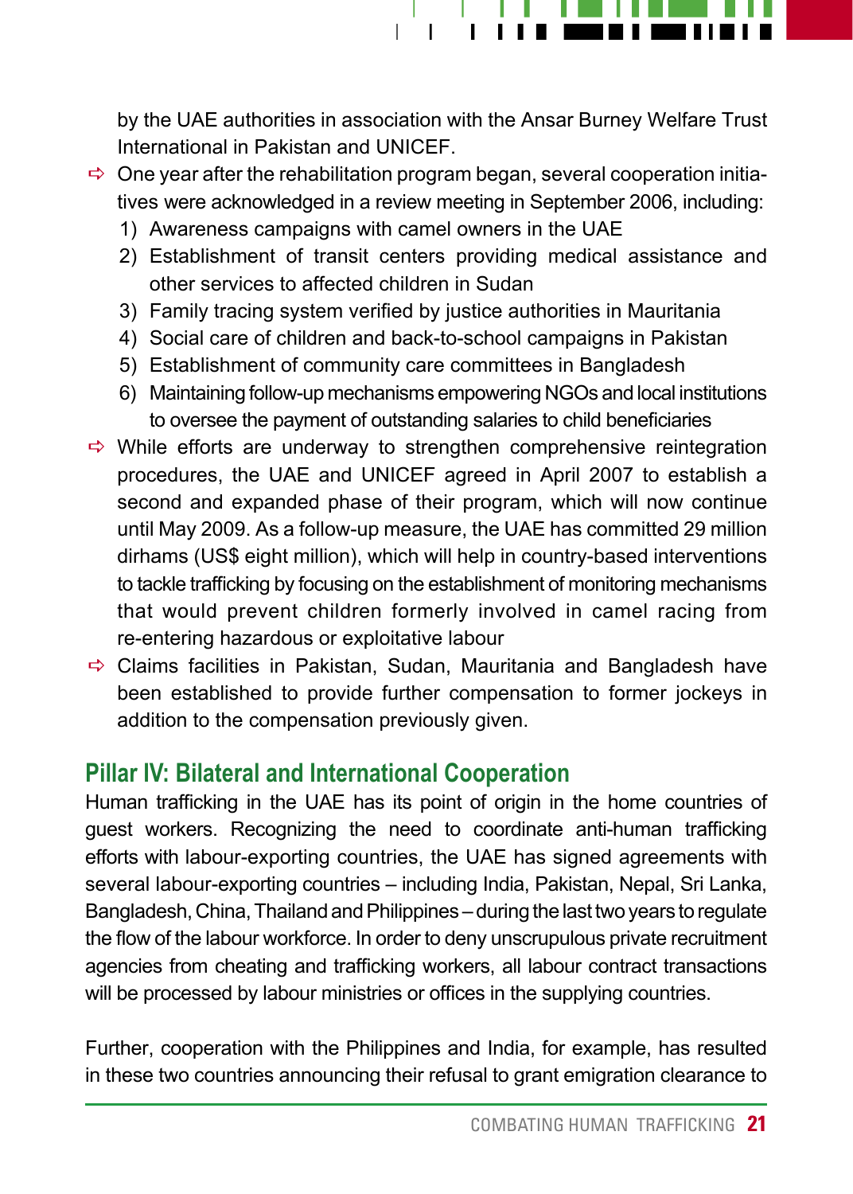by the UAE authorities in association with the Ansar Burney Welfare Trust International in Pakistan and UNICEF.

- One year after the rehabilitation program began, several cooperation initiatives were acknowledged in a review meeting in September 2006, including:
  1) Awareness campaigns with camel owners in the UAE
  2) Establishment of transit centers providing medical assistance and other services to affected children in Sudan
  3) Family tracing system verified by justice authorities in Mauritania
  4) Social care of children and back-to-school campaigns in Pakistan
  5) Establishment of community care committees in Bangladesh
  6) Maintaining follow-up mechanisms empowering NGOs and local institutions to oversee the payment of outstanding salaries to child beneficiaries
- While efforts are underway to strengthen comprehensive reintegration procedures, the UAE and UNICEF agreed in April 2007 to establish a second and expanded phase of their program, which will now continue until May 2009. As a follow-up measure, the UAE has committed 29 million dirhams (US$ eight million), which will help in country-based interventions to tackle trafficking by focusing on the establishment of monitoring mechanisms that would prevent children formerly involved in camel racing from re-entering hazardous or exploitative labour
- Claims facilities in Pakistan, Sudan, Mauritania and Bangladesh have been established to provide further compensation to former jockeys in addition to the compensation previously given.

## Pillar IV: Bilateral and International Cooperation

Human trafficking in the UAE has its point of origin in the home countries of guest workers. Recognizing the need to coordinate anti-human trafficking efforts with labour-exporting countries, the UAE has signed agreements with several labour-exporting countries – including India, Pakistan, Nepal, Sri Lanka, Bangladesh, China, Thailand and Philippines – during the last two years to regulate the flow of the labour workforce. In order to deny unscrupulous private recruitment agencies from cheating and trafficking workers, all labour contract transactions will be processed by labour ministries or offices in the supplying countries.

Further, cooperation with the Philippines and India, for example, has resulted in these two countries announcing their refusal to grant emigration clearance to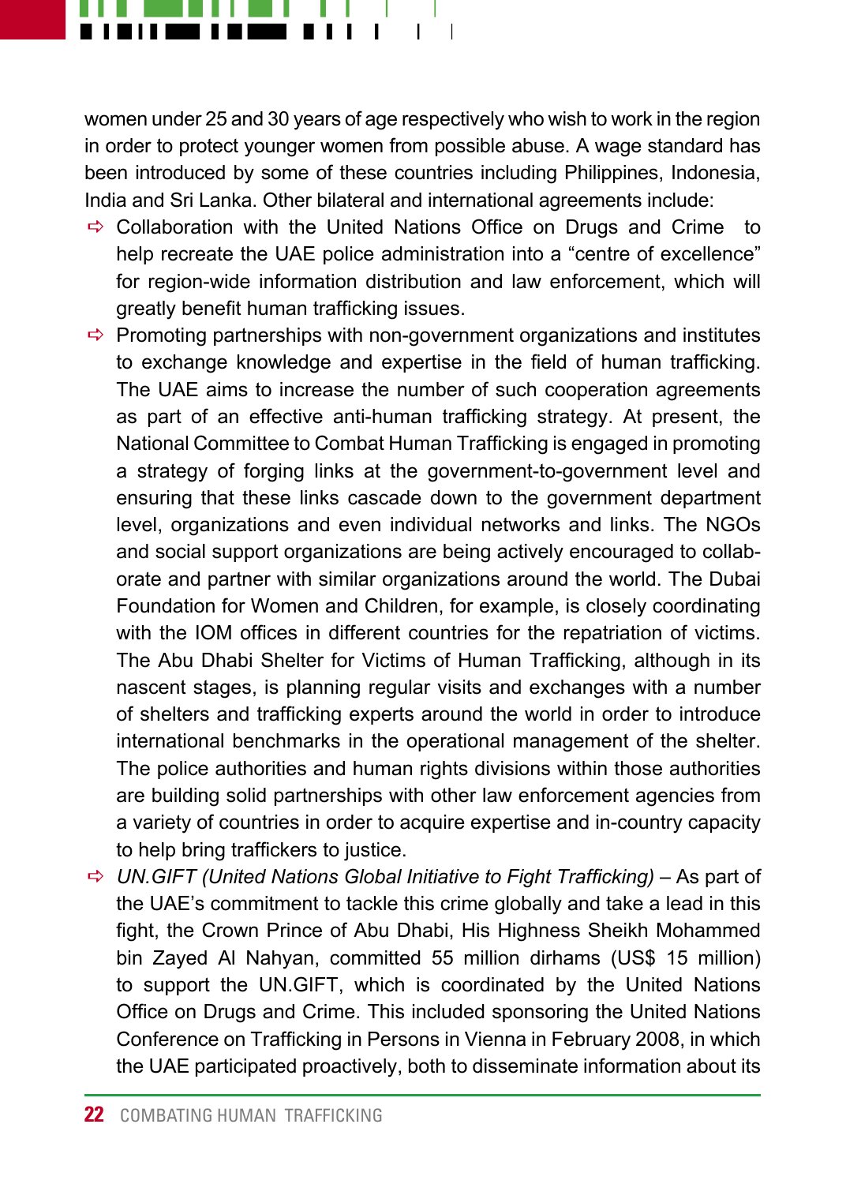women under 25 and 30 years of age respectively who wish to work in the region in order to protect younger women from possible abuse. A wage standard has been introduced by some of these countries including Philippines, Indonesia, India and Sri Lanka. Other bilateral and international agreements include:

- Collaboration with the United Nations Office on Drugs and Crime to help recreate the UAE police administration into a “centre of excellence” for region-wide information distribution and law enforcement, which will greatly benefit human trafficking issues.
- Promoting partnerships with non-government organizations and institutes to exchange knowledge and expertise in the field of human trafficking. The UAE aims to increase the number of such cooperation agreements as part of an effective anti-human trafficking strategy. At present, the National Committee to Combat Human Trafficking is engaged in promoting a strategy of forging links at the government-to-government level and ensuring that these links cascade down to the government department level, organizations and even individual networks and links. The NGOs and social support organizations are being actively encouraged to collaborate and partner with similar organizations around the world. The Dubai Foundation for Women and Children, for example, is closely coordinating with the IOM offices in different countries for the repatriation of victims. The Abu Dhabi Shelter for Victims of Human Trafficking, although in its nascent stages, is planning regular visits and exchanges with a number of shelters and trafficking experts around the world in order to introduce international benchmarks in the operational management of the shelter. The police authorities and human rights divisions within those authorities are building solid partnerships with other law enforcement agencies from a variety of countries in order to acquire expertise and in-country capacity to help bring traffickers to justice.
- *UN.GIFT (United Nations Global Initiative to Fight Trafficking)* – As part of the UAE’s commitment to tackle this crime globally and take a lead in this fight, the Crown Prince of Abu Dhabi, His Highness Sheikh Mohammed bin Zayed Al Nahyan, committed 55 million dirhams (US$ 15 million) to support the UN.GIFT, which is coordinated by the United Nations Office on Drugs and Crime. This included sponsoring the United Nations Conference on Trafficking in Persons in Vienna in February 2008, in which the UAE participated proactively, both to disseminate information about its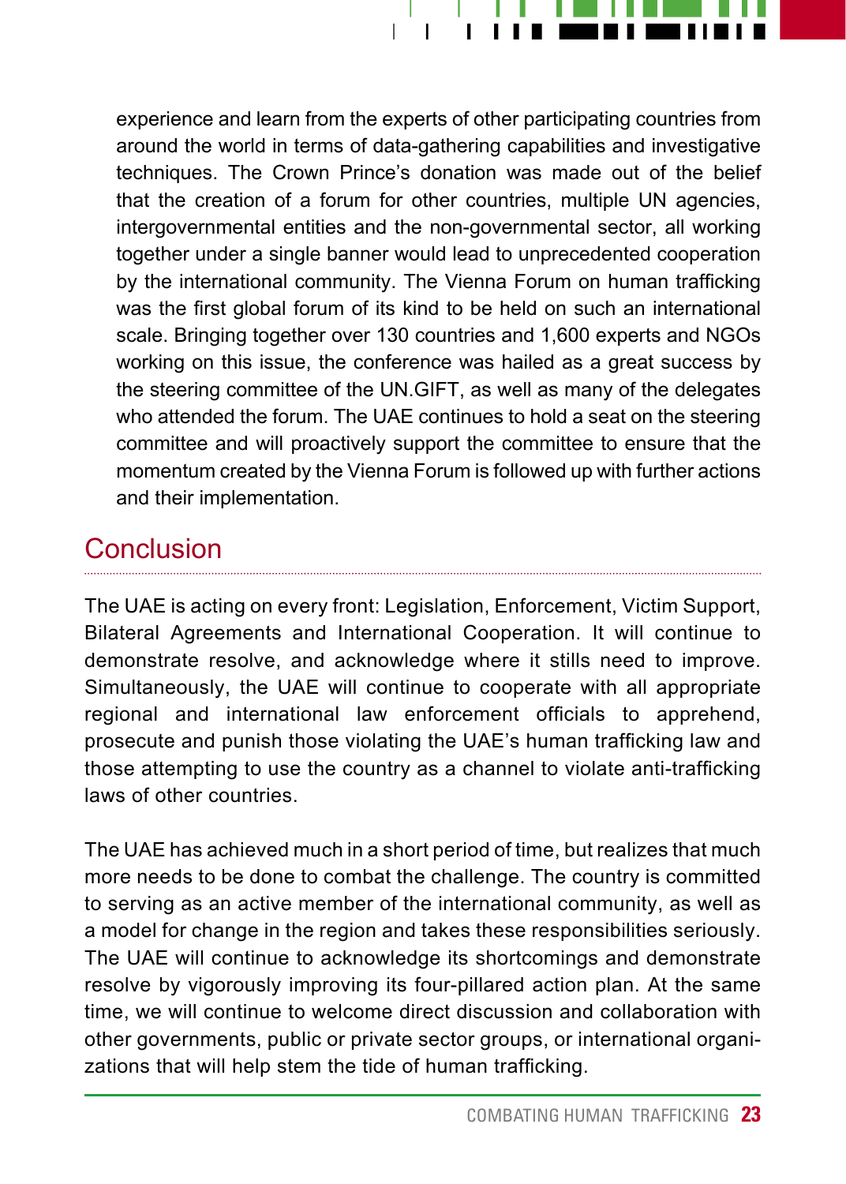experience and learn from the experts of other participating countries from around the world in terms of data-gathering capabilities and investigative techniques. The Crown Prince's donation was made out of the belief that the creation of a forum for other countries, multiple UN agencies, intergovernmental entities and the non-governmental sector, all working together under a single banner would lead to unprecedented cooperation by the international community. The Vienna Forum on human trafficking was the first global forum of its kind to be held on such an international scale. Bringing together over 130 countries and 1,600 experts and NGOs working on this issue, the conference was hailed as a great success by the steering committee of the UN.GIFT, as well as many of the delegates who attended the forum. The UAE continues to hold a seat on the steering committee and will proactively support the committee to ensure that the momentum created by the Vienna Forum is followed up with further actions and their implementation.

## Conclusion

The UAE is acting on every front: Legislation, Enforcement, Victim Support, Bilateral Agreements and International Cooperation. It will continue to demonstrate resolve, and acknowledge where it stills need to improve. Simultaneously, the UAE will continue to cooperate with all appropriate regional and international law enforcement officials to apprehend, prosecute and punish those violating the UAE's human trafficking law and those attempting to use the country as a channel to violate anti-trafficking laws of other countries.

The UAE has achieved much in a short period of time, but realizes that much more needs to be done to combat the challenge. The country is committed to serving as an active member of the international community, as well as a model for change in the region and takes these responsibilities seriously. The UAE will continue to acknowledge its shortcomings and demonstrate resolve by vigorously improving its four-pillared action plan. At the same time, we will continue to welcome direct discussion and collaboration with other governments, public or private sector groups, or international organizations that will help stem the tide of human trafficking.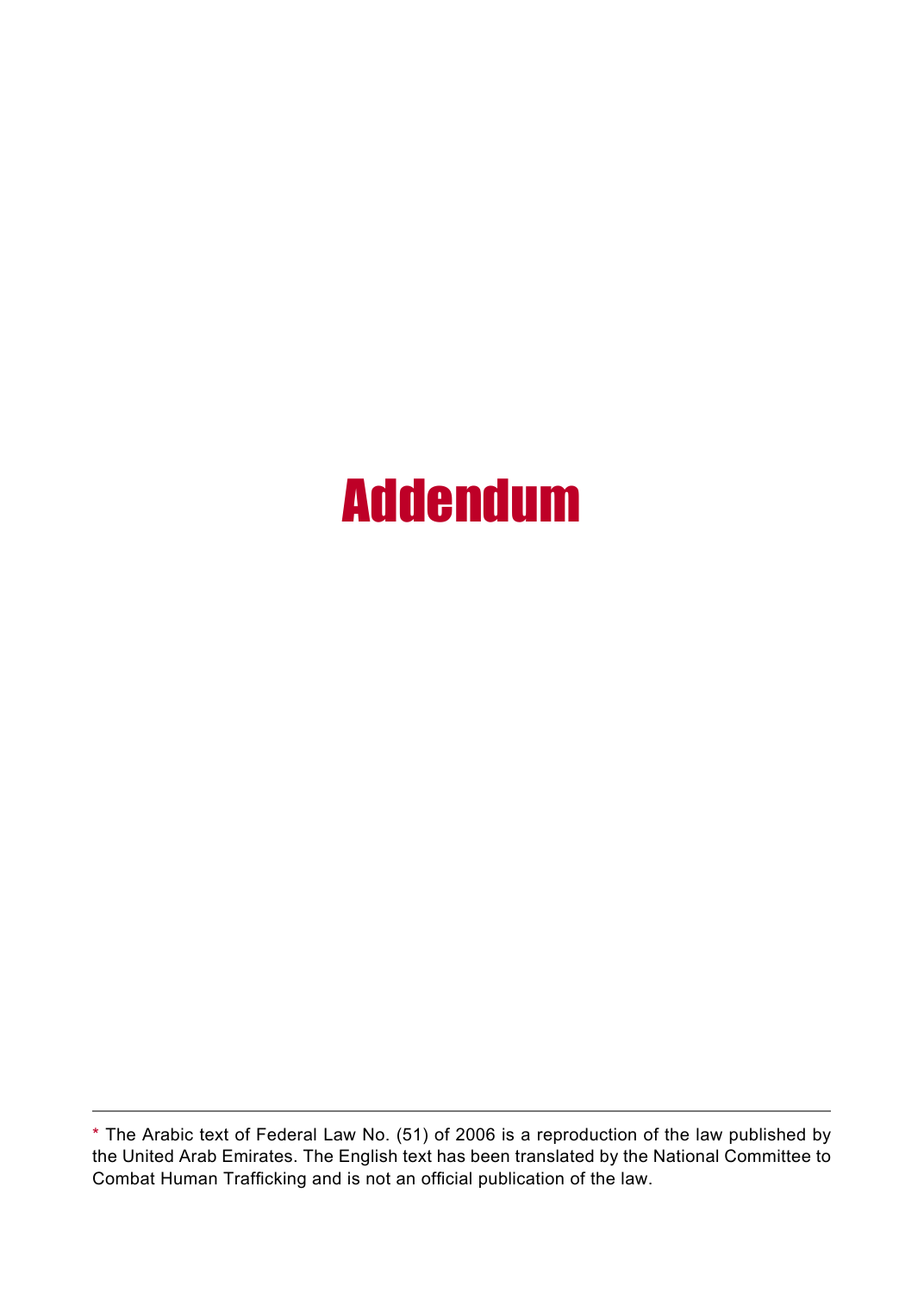# Addendum

---

* The Arabic text of Federal Law No. (51) of 2006 is a reproduction of the law published by the United Arab Emirates. The English text has been translated by the National Committee to Combat Human Trafficking and is not an official publication of the law.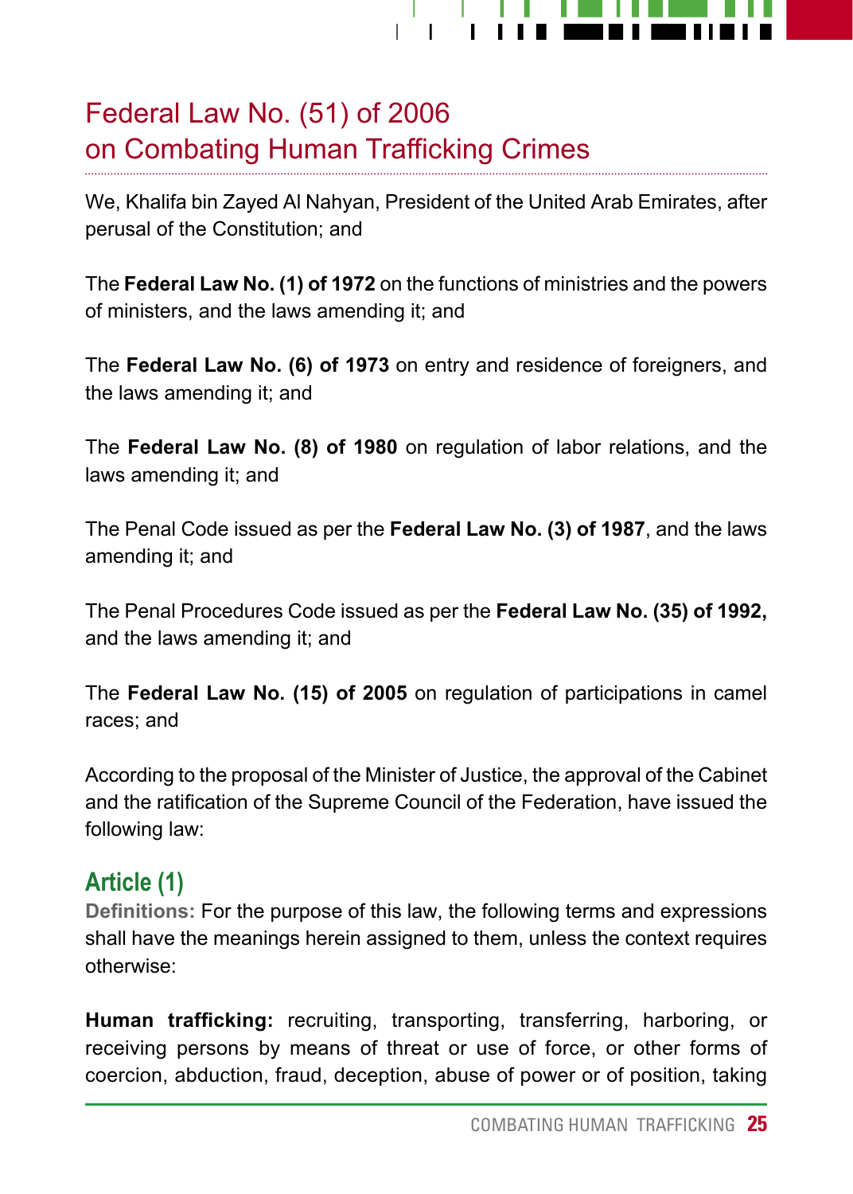# Federal Law No. (51) of 2006 on Combating Human Trafficking Crimes

We, Khalifa bin Zayed Al Nahyan, President of the United Arab Emirates, after perusal of the Constitution; and

The **Federal Law No. (1) of 1972** on the functions of ministries and the powers of ministers, and the laws amending it; and

The **Federal Law No. (6) of 1973** on entry and residence of foreigners, and the laws amending it; and

The **Federal Law No. (8) of 1980** on regulation of labor relations, and the laws amending it; and

The Penal Code issued as per the **Federal Law No. (3) of 1987**, and the laws amending it; and

The Penal Procedures Code issued as per the **Federal Law No. (35) of 1992,** and the laws amending it; and

The **Federal Law No. (15) of 2005** on regulation of participations in camel races; and

According to the proposal of the Minister of Justice, the approval of the Cabinet and the ratification of the Supreme Council of the Federation, have issued the following law:

## Article (1)

**Definitions:** For the purpose of this law, the following terms and expressions shall have the meanings herein assigned to them, unless the context requires otherwise:

**Human trafficking:** recruiting, transporting, transferring, harboring, or receiving persons by means of threat or use of force, or other forms of coercion, abduction, fraud, deception, abuse of power or of position, taking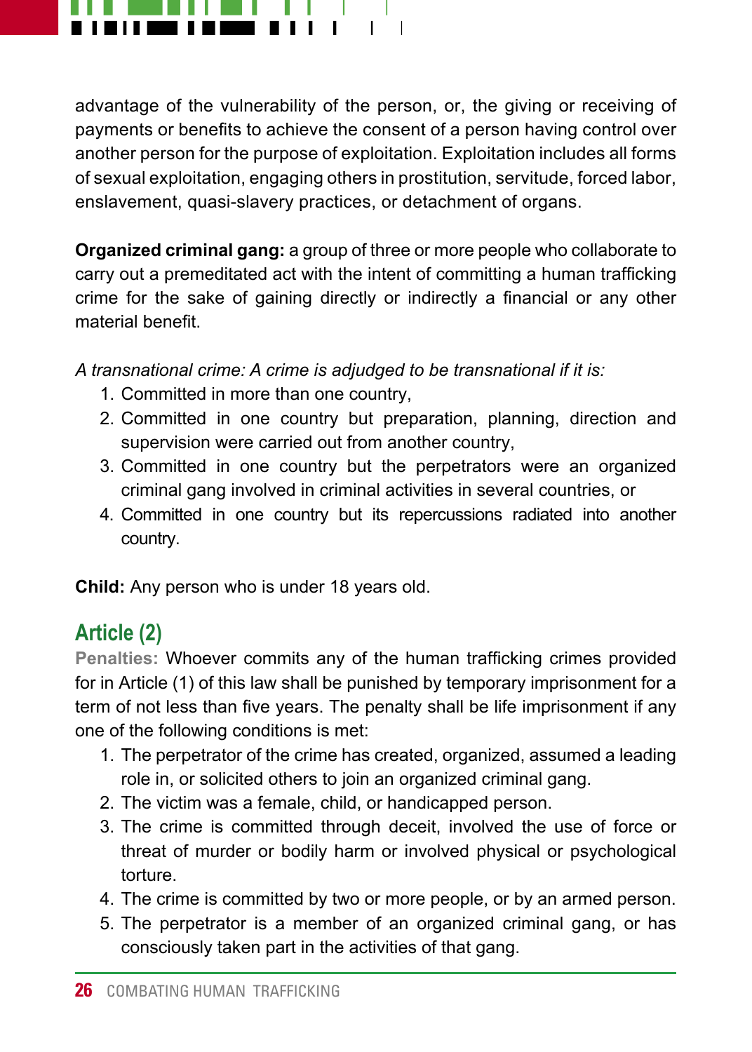advantage of the vulnerability of the person, or, the giving or receiving of payments or benefits to achieve the consent of a person having control over another person for the purpose of exploitation. Exploitation includes all forms of sexual exploitation, engaging others in prostitution, servitude, forced labor, enslavement, quasi-slavery practices, or detachment of organs.

**Organized criminal gang:** a group of three or more people who collaborate to carry out a premeditated act with the intent of committing a human trafficking crime for the sake of gaining directly or indirectly a financial or any other material benefit.

*A transnational crime: A crime is adjudged to be transnational if it is:*

1. Committed in more than one country,
2. Committed in one country but preparation, planning, direction and supervision were carried out from another country,
3. Committed in one country but the perpetrators were an organized criminal gang involved in criminal activities in several countries, or
4. Committed in one country but its repercussions radiated into another country.

**Child:** Any person who is under 18 years old.

## Article (2)

**Penalties:** Whoever commits any of the human trafficking crimes provided for in Article (1) of this law shall be punished by temporary imprisonment for a term of not less than five years. The penalty shall be life imprisonment if any one of the following conditions is met:

1. The perpetrator of the crime has created, organized, assumed a leading role in, or solicited others to join an organized criminal gang.
2. The victim was a female, child, or handicapped person.
3. The crime is committed through deceit, involved the use of force or threat of murder or bodily harm or involved physical or psychological torture.
4. The crime is committed by two or more people, or by an armed person.
5. The perpetrator is a member of an organized criminal gang, or has consciously taken part in the activities of that gang.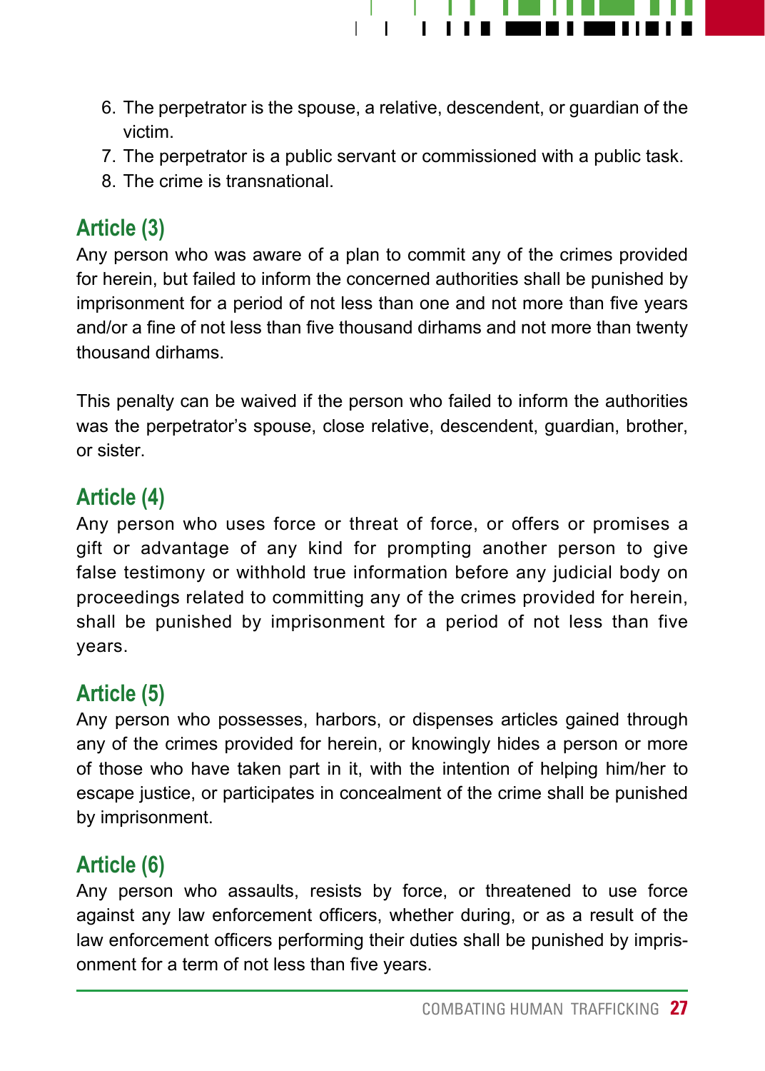6. The perpetrator is the spouse, a relative, descendent, or guardian of the victim.
7. The perpetrator is a public servant or commissioned with a public task.
8. The crime is transnational.

## Article (3)

Any person who was aware of a plan to commit any of the crimes provided for herein, but failed to inform the concerned authorities shall be punished by imprisonment for a period of not less than one and not more than five years and/or a fine of not less than five thousand dirhams and not more than twenty thousand dirhams.

This penalty can be waived if the person who failed to inform the authorities was the perpetrator's spouse, close relative, descendent, guardian, brother, or sister.

## Article (4)

Any person who uses force or threat of force, or offers or promises a gift or advantage of any kind for prompting another person to give false testimony or withhold true information before any judicial body on proceedings related to committing any of the crimes provided for herein, shall be punished by imprisonment for a period of not less than five years.

## Article (5)

Any person who possesses, harbors, or dispenses articles gained through any of the crimes provided for herein, or knowingly hides a person or more of those who have taken part in it, with the intention of helping him/her to escape justice, or participates in concealment of the crime shall be punished by imprisonment.

## Article (6)

Any person who assaults, resists by force, or threatened to use force against any law enforcement officers, whether during, or as a result of the law enforcement officers performing their duties shall be punished by imprisonment for a term of not less than five years.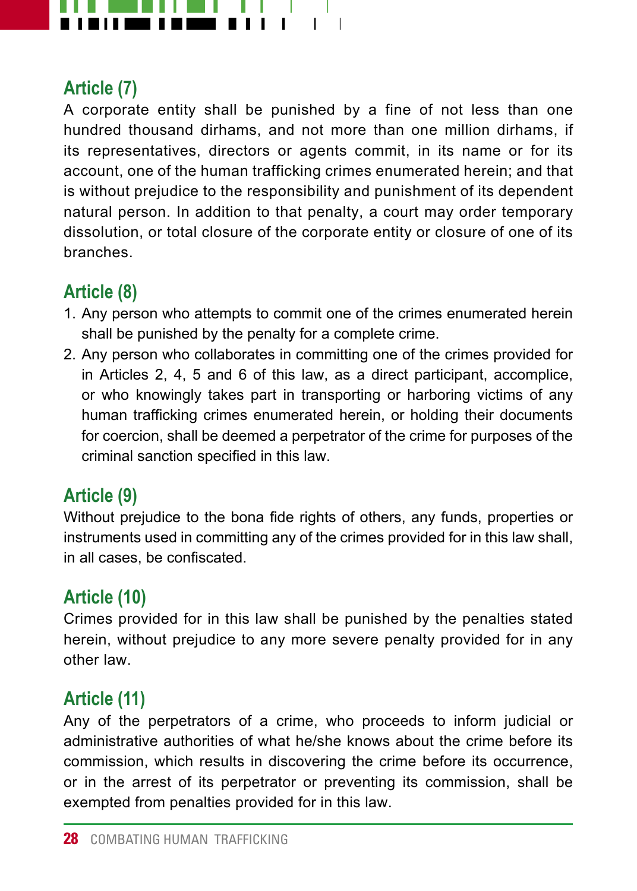## Article (7)

A corporate entity shall be punished by a fine of not less than one hundred thousand dirhams, and not more than one million dirhams, if its representatives, directors or agents commit, in its name or for its account, one of the human trafficking crimes enumerated herein; and that is without prejudice to the responsibility and punishment of its dependent natural person. In addition to that penalty, a court may order temporary dissolution, or total closure of the corporate entity or closure of one of its branches.

## Article (8)

1. Any person who attempts to commit one of the crimes enumerated herein shall be punished by the penalty for a complete crime.
2. Any person who collaborates in committing one of the crimes provided for in Articles 2, 4, 5 and 6 of this law, as a direct participant, accomplice, or who knowingly takes part in transporting or harboring victims of any human trafficking crimes enumerated herein, or holding their documents for coercion, shall be deemed a perpetrator of the crime for purposes of the criminal sanction specified in this law.

## Article (9)

Without prejudice to the bona fide rights of others, any funds, properties or instruments used in committing any of the crimes provided for in this law shall, in all cases, be confiscated.

## Article (10)

Crimes provided for in this law shall be punished by the penalties stated herein, without prejudice to any more severe penalty provided for in any other law.

## Article (11)

Any of the perpetrators of a crime, who proceeds to inform judicial or administrative authorities of what he/she knows about the crime before its commission, which results in discovering the crime before its occurrence, or in the arrest of its perpetrator or preventing its commission, shall be exempted from penalties provided for in this law.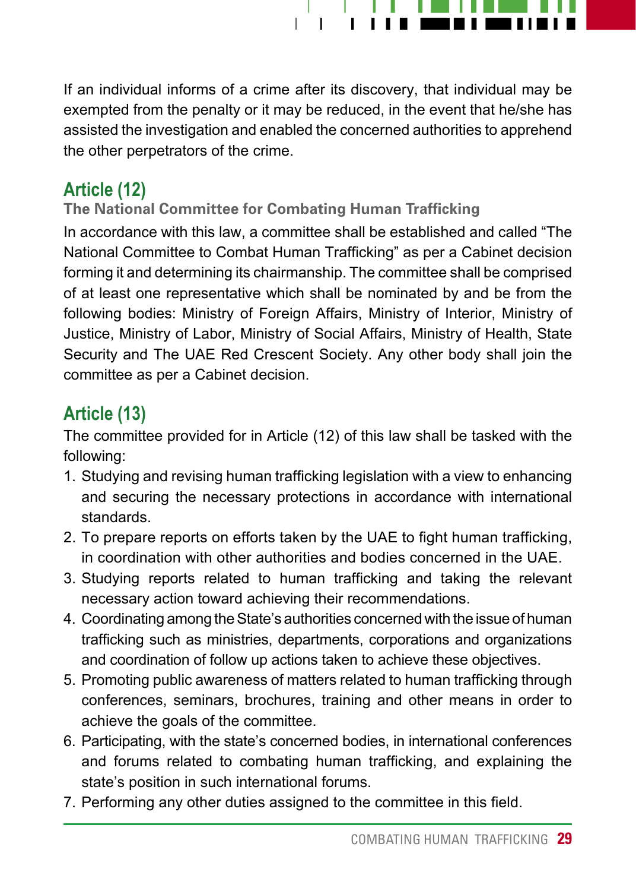If an individual informs of a crime after its discovery, that individual may be exempted from the penalty or it may be reduced, in the event that he/she has assisted the investigation and enabled the concerned authorities to apprehend the other perpetrators of the crime.

## Article (12)

### The National Committee for Combating Human Trafficking

In accordance with this law, a committee shall be established and called "The National Committee to Combat Human Trafficking" as per a Cabinet decision forming it and determining its chairmanship. The committee shall be comprised of at least one representative which shall be nominated by and be from the following bodies: Ministry of Foreign Affairs, Ministry of Interior, Ministry of Justice, Ministry of Labor, Ministry of Social Affairs, Ministry of Health, State Security and The UAE Red Crescent Society. Any other body shall join the committee as per a Cabinet decision.

## Article (13)

The committee provided for in Article (12) of this law shall be tasked with the following:

1. Studying and revising human trafficking legislation with a view to enhancing and securing the necessary protections in accordance with international standards.
2. To prepare reports on efforts taken by the UAE to fight human trafficking, in coordination with other authorities and bodies concerned in the UAE.
3. Studying reports related to human trafficking and taking the relevant necessary action toward achieving their recommendations.
4. Coordinating among the State's authorities concerned with the issue of human trafficking such as ministries, departments, corporations and organizations and coordination of follow up actions taken to achieve these objectives.
5. Promoting public awareness of matters related to human trafficking through conferences, seminars, brochures, training and other means in order to achieve the goals of the committee.
6. Participating, with the state's concerned bodies, in international conferences and forums related to combating human trafficking, and explaining the state's position in such international forums.
7. Performing any other duties assigned to the committee in this field.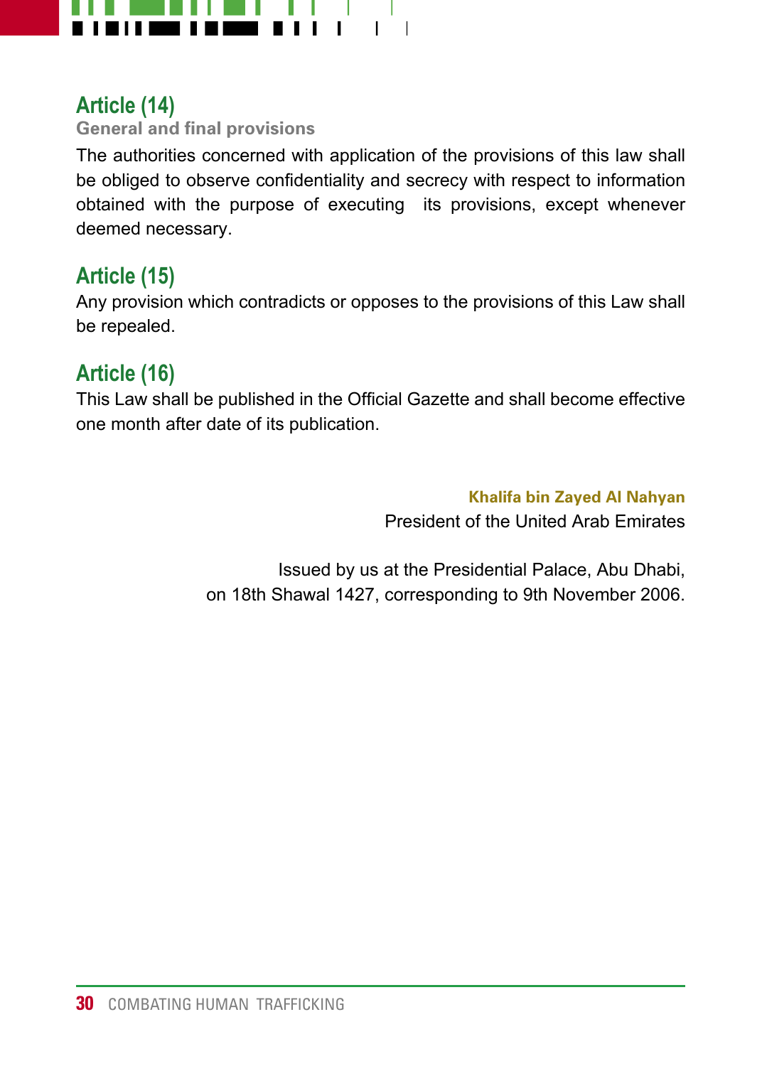## Article (14)

**General and final provisions**

The authorities concerned with application of the provisions of this law shall be obliged to observe confidentiality and secrecy with respect to information obtained with the purpose of executing its provisions, except whenever deemed necessary.

## Article (15)

Any provision which contradicts or opposes to the provisions of this Law shall be repealed.

## Article (16)

This Law shall be published in the Official Gazette and shall become effective one month after date of its publication.

**Khalifa bin Zayed Al Nahyan**
President of the United Arab Emirates

Issued by us at the Presidential Palace, Abu Dhabi,
on 18th Shawal 1427, corresponding to 9th November 2006.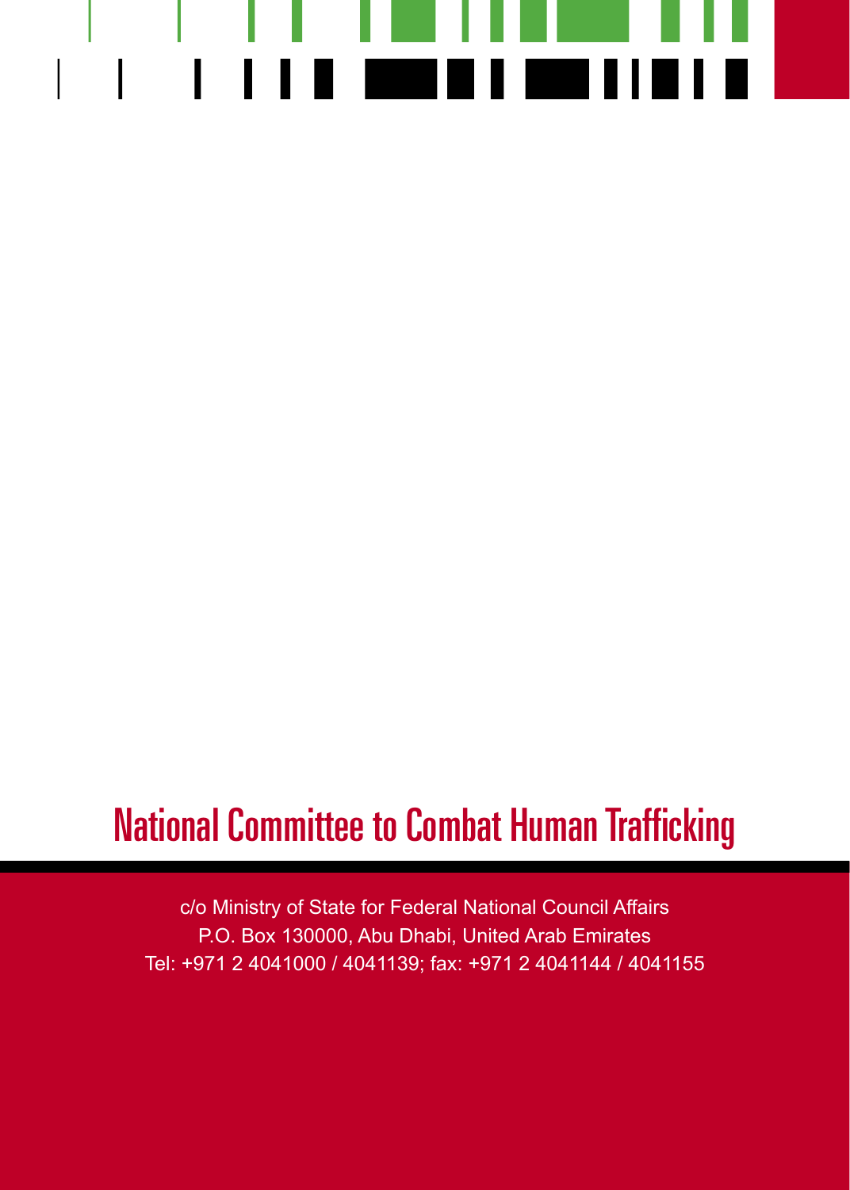# National Committee to Combat Human Trafficking

c/o Ministry of State for Federal National Council Affairs
P.O. Box 130000, Abu Dhabi, United Arab Emirates
Tel: +971 2 4041000 / 4041139; fax: +971 2 4041144 / 4041155